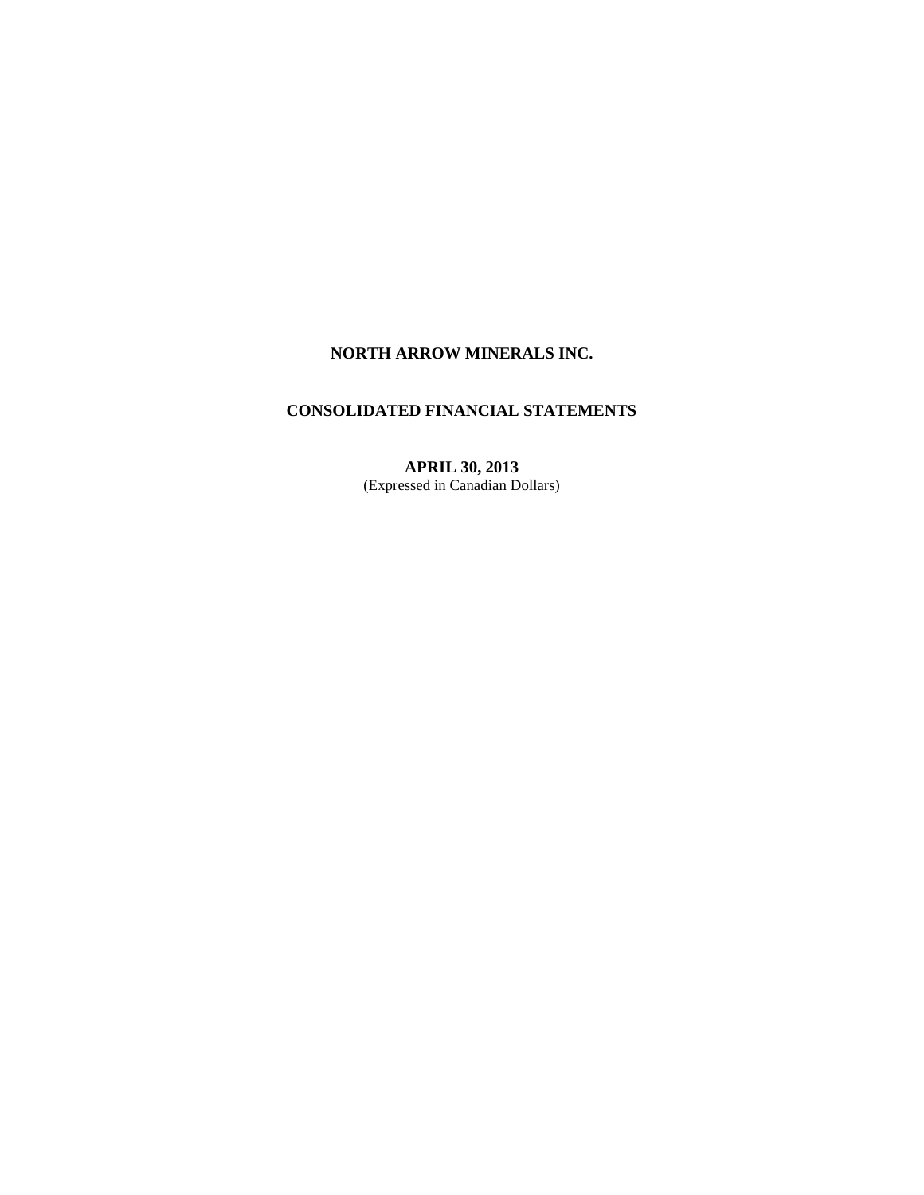# NORTH ARROW MINERALS INC.

## CONSOLIDATED FINANCIAL STATEMENTS

**APRIL 30, 2013**

(Expressed in Canadian Dollars)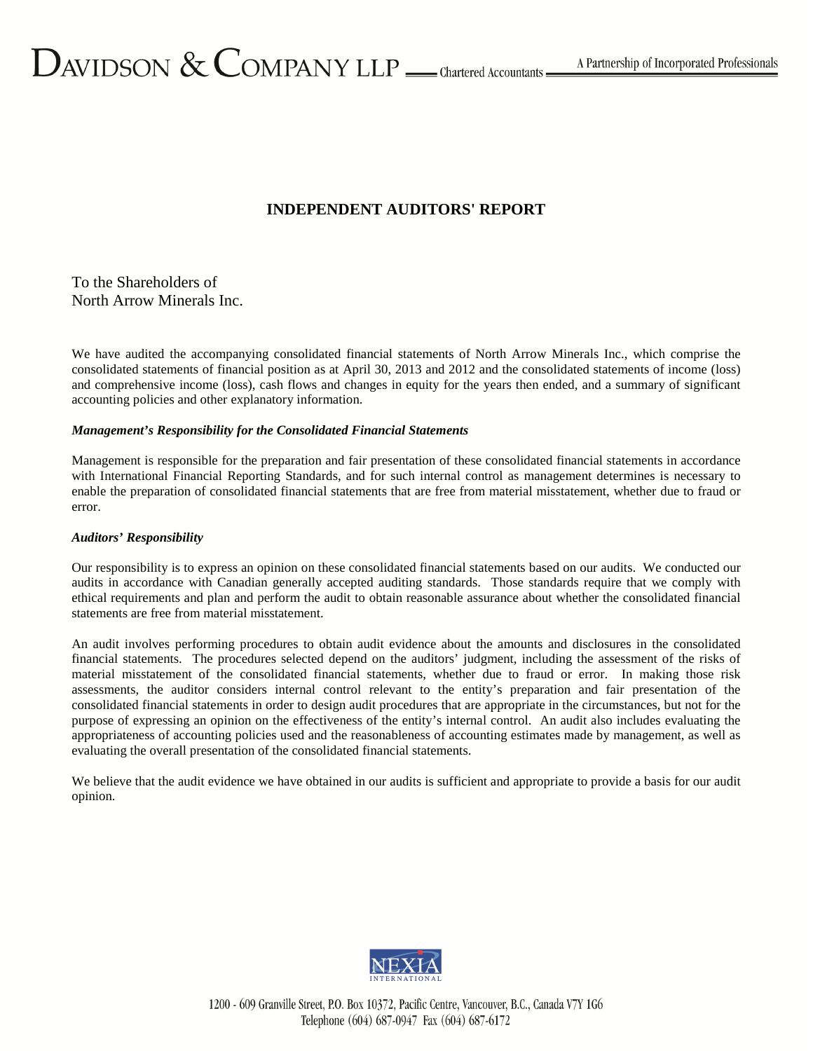DAVIDSON & COMPANY LLP Chartered Accountants A Partnership of Incorporated Professionals

## INDEPENDENT AUDITORS' REPORT

To the Shareholders of
North Arrow Minerals Inc.

We have audited the accompanying consolidated financial statements of North Arrow Minerals Inc., which comprise the consolidated statements of financial position as at April 30, 2013 and 2012 and the consolidated statements of income (loss) and comprehensive income (loss), cash flows and changes in equity for the years then ended, and a summary of significant accounting policies and other explanatory information.

***Management's Responsibility for the Consolidated Financial Statements***

Management is responsible for the preparation and fair presentation of these consolidated financial statements in accordance with International Financial Reporting Standards, and for such internal control as management determines is necessary to enable the preparation of consolidated financial statements that are free from material misstatement, whether due to fraud or error.

***Auditors' Responsibility***

Our responsibility is to express an opinion on these consolidated financial statements based on our audits. We conducted our audits in accordance with Canadian generally accepted auditing standards. Those standards require that we comply with ethical requirements and plan and perform the audit to obtain reasonable assurance about whether the consolidated financial statements are free from material misstatement.

An audit involves performing procedures to obtain audit evidence about the amounts and disclosures in the consolidated financial statements. The procedures selected depend on the auditors' judgment, including the assessment of the risks of material misstatement of the consolidated financial statements, whether due to fraud or error. In making those risk assessments, the auditor considers internal control relevant to the entity's preparation and fair presentation of the consolidated financial statements in order to design audit procedures that are appropriate in the circumstances, but not for the purpose of expressing an opinion on the effectiveness of the entity's internal control. An audit also includes evaluating the appropriateness of accounting policies used and the reasonableness of accounting estimates made by management, as well as evaluating the overall presentation of the consolidated financial statements.

We believe that the audit evidence we have obtained in our audits is sufficient and appropriate to provide a basis for our audit opinion.

NEXIA INTERNATIONAL

1200 - 609 Granville Street, P.O. Box 10372, Pacific Centre, Vancouver, B.C., Canada V7Y 1G6
Telephone (604) 687-0947 Fax (604) 687-6172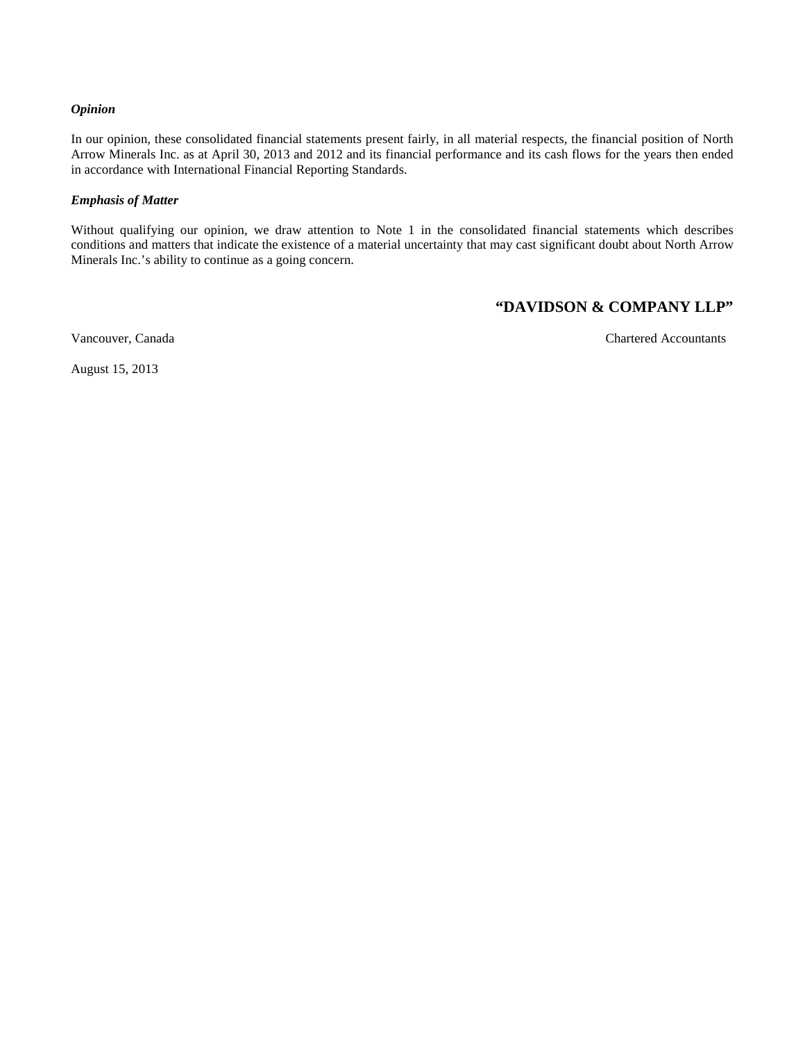***Opinion***

In our opinion, these consolidated financial statements present fairly, in all material respects, the financial position of North Arrow Minerals Inc. as at April 30, 2013 and 2012 and its financial performance and its cash flows for the years then ended in accordance with International Financial Reporting Standards.

***Emphasis of Matter***

Without qualifying our opinion, we draw attention to Note 1 in the consolidated financial statements which describes conditions and matters that indicate the existence of a material uncertainty that may cast significant doubt about North Arrow Minerals Inc.'s ability to continue as a going concern.

**"DAVIDSON & COMPANY LLP"**

Vancouver, Canada

Chartered Accountants

August 15, 2013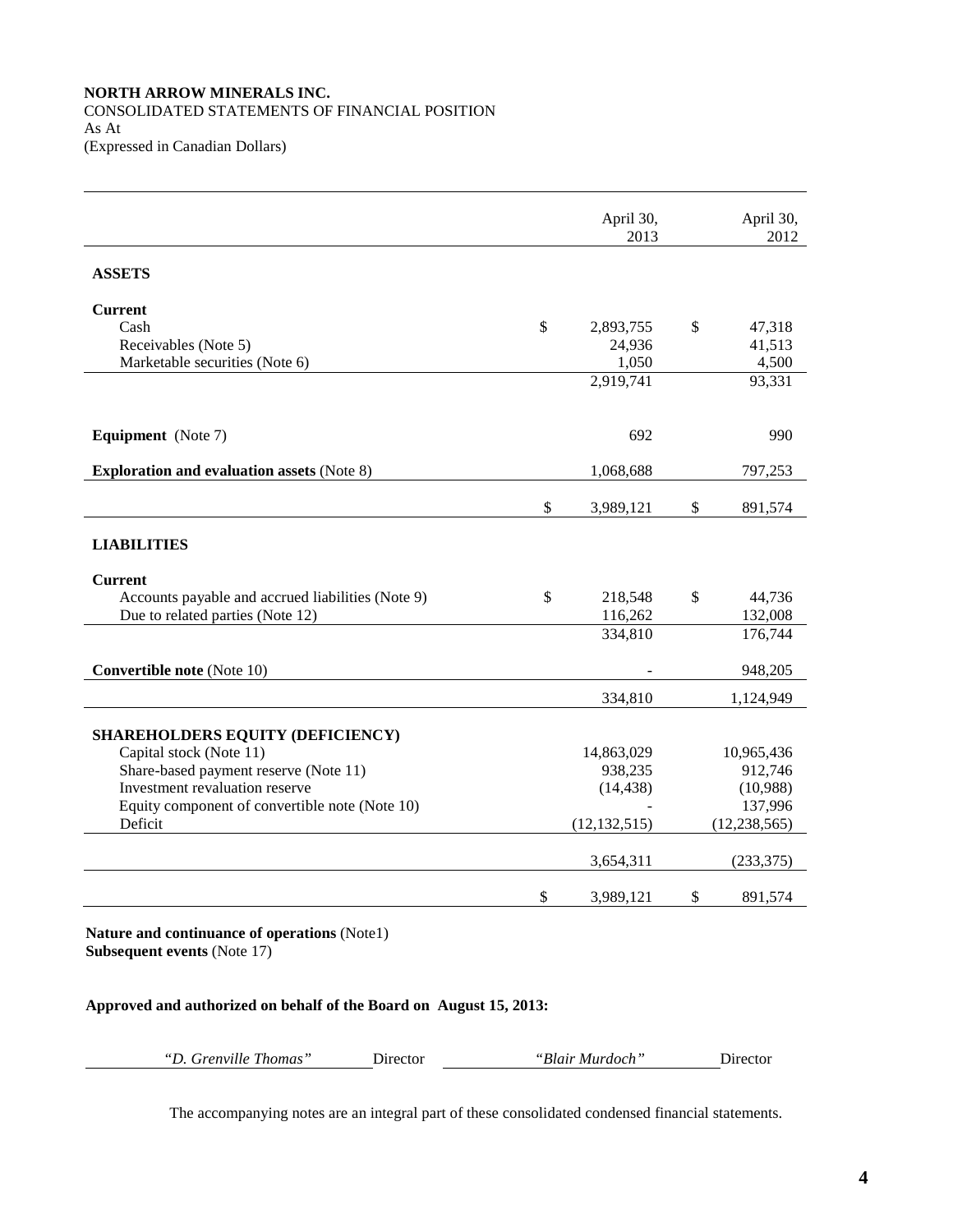**NORTH ARROW MINERALS INC.**
CONSOLIDATED STATEMENTS OF FINANCIAL POSITION
As At
(Expressed in Canadian Dollars)

| | April 30, 2013 | April 30, 2012 |
|---|---|---|
| **ASSETS** | | |
| **Current** | | |
| Cash | $ 2,893,755 | $ 47,318 |
| Receivables (Note 5) | 24,936 | 41,513 |
| Marketable securities (Note 6) | 1,050 | 4,500 |
| | 2,919,741 | 93,331 |
| **Equipment** (Note 7) | 692 | 990 |
| **Exploration and evaluation assets** (Note 8) | 1,068,688 | 797,253 |
| | $ 3,989,121 | $ 891,574 |
| **LIABILITIES** | | |
| **Current** | | |
| Accounts payable and accrued liabilities (Note 9) | $ 218,548 | $ 44,736 |
| Due to related parties (Note 12) | 116,262 | 132,008 |
| | 334,810 | 176,744 |
| **Convertible note** (Note 10) | - | 948,205 |
| | 334,810 | 1,124,949 |
| **SHAREHOLDERS EQUITY (DEFICIENCY)** | | |
| Capital stock (Note 11) | 14,863,029 | 10,965,436 |
| Share-based payment reserve (Note 11) | 938,235 | 912,746 |
| Investment revaluation reserve | (14,438) | (10,988) |
| Equity component of convertible note (Note 10) | - | 137,996 |
| Deficit | (12,132,515) | (12,238,565) |
| | 3,654,311 | (233,375) |
| | $ 3,989,121 | $ 891,574 |

**Nature and continuance of operations** (Note1)
**Subsequent events** (Note 17)

**Approved and authorized on behalf of the Board on August 15, 2013:**

*"D. Grenville Thomas"* Director *"Blair Murdoch"* Director

The accompanying notes are an integral part of these consolidated condensed financial statements.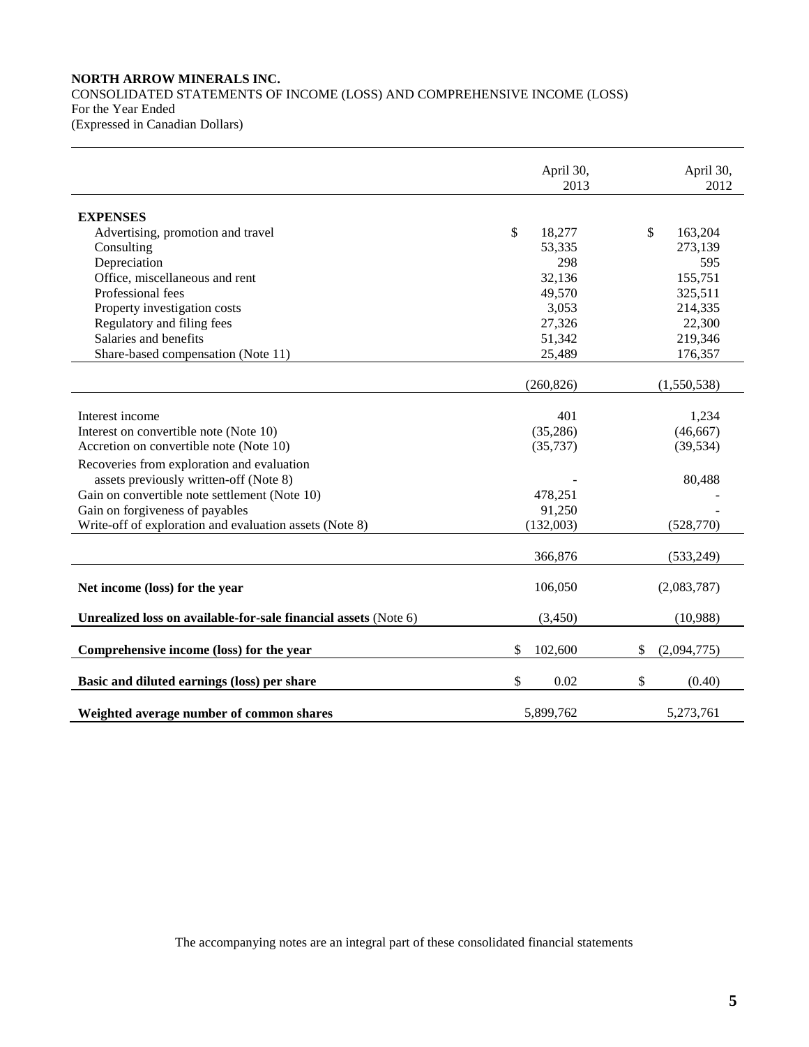**NORTH ARROW MINERALS INC.**
CONSOLIDATED STATEMENTS OF INCOME (LOSS) AND COMPREHENSIVE INCOME (LOSS)
For the Year Ended
(Expressed in Canadian Dollars)

| | April 30, 2013 | April 30, 2012 |
|---|---|---|
| **EXPENSES** | | |
| Advertising, promotion and travel | $ 18,277 | $ 163,204 |
| Consulting | 53,335 | 273,139 |
| Depreciation | 298 | 595 |
| Office, miscellaneous and rent | 32,136 | 155,751 |
| Professional fees | 49,570 | 325,511 |
| Property investigation costs | 3,053 | 214,335 |
| Regulatory and filing fees | 27,326 | 22,300 |
| Salaries and benefits | 51,342 | 219,346 |
| Share-based compensation (Note 11) | 25,489 | 176,357 |
| | (260,826) | (1,550,538) |
| Interest income | 401 | 1,234 |
| Interest on convertible note (Note 10) | (35,286) | (46,667) |
| Accretion on convertible note (Note 10) | (35,737) | (39,534) |
| Recoveries from exploration and evaluation assets previously written-off (Note 8) | - | 80,488 |
| Gain on convertible note settlement (Note 10) | 478,251 | - |
| Gain on forgiveness of payables | 91,250 | - |
| Write-off of exploration and evaluation assets (Note 8) | (132,003) | (528,770) |
| | 366,876 | (533,249) |
| **Net income (loss) for the year** | 106,050 | (2,083,787) |
| **Unrealized loss on available-for-sale financial assets** (Note 6) | (3,450) | (10,988) |
| **Comprehensive income (loss) for the year** | $ 102,600 | $ (2,094,775) |
| **Basic and diluted earnings (loss) per share** | $ 0.02 | $ (0.40) |
| **Weighted average number of common shares** | 5,899,762 | 5,273,761 |

The accompanying notes are an integral part of these consolidated financial statements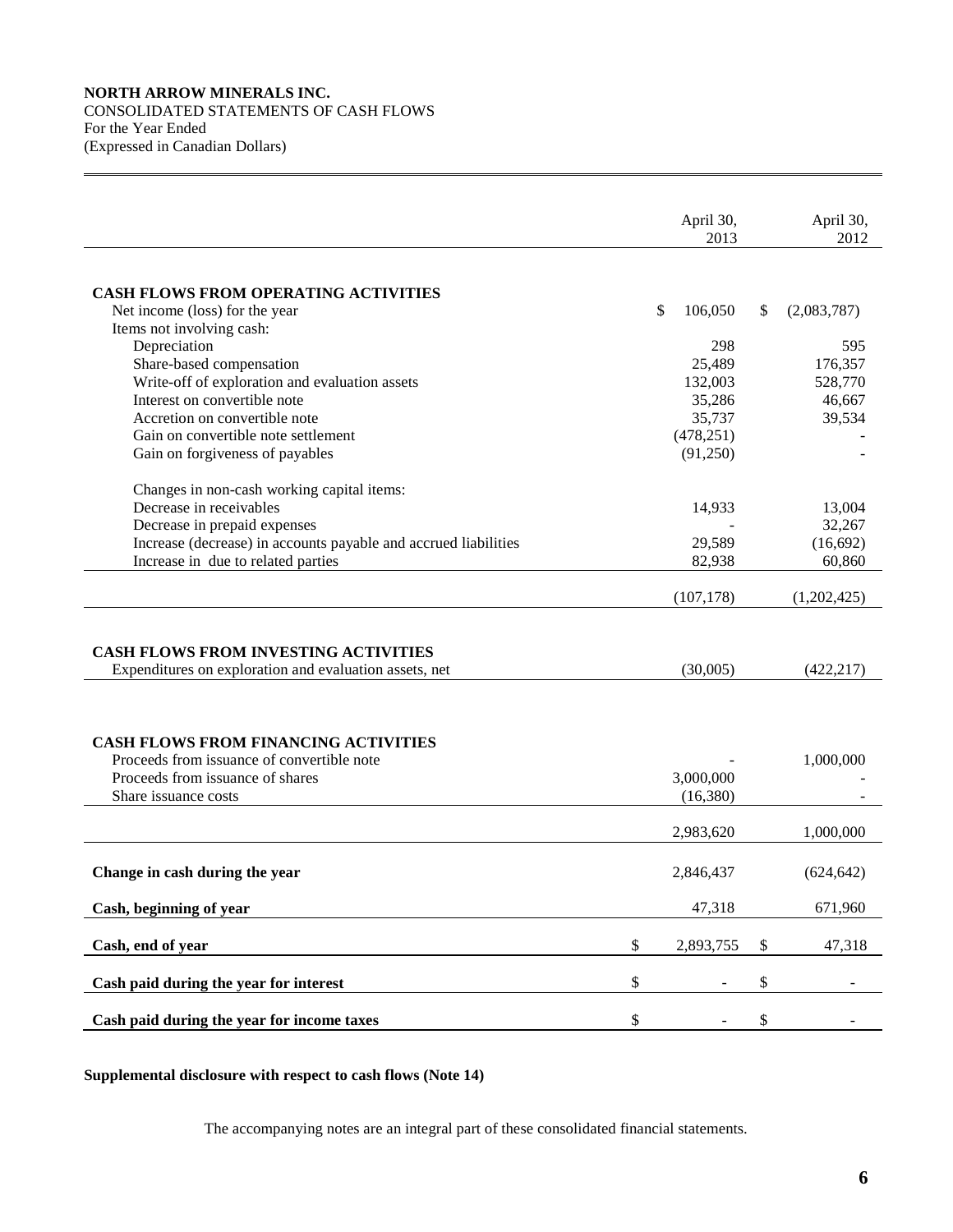**NORTH ARROW MINERALS INC.**
CONSOLIDATED STATEMENTS OF CASH FLOWS
For the Year Ended
(Expressed in Canadian Dollars)

| | April 30, 2013 | April 30, 2012 |
|---|---|---|
| **CASH FLOWS FROM OPERATING ACTIVITIES** | | |
| Net income (loss) for the year | $ 106,050 | $ (2,083,787) |
| Items not involving cash: | | |
| Depreciation | 298 | 595 |
| Share-based compensation | 25,489 | 176,357 |
| Write-off of exploration and evaluation assets | 132,003 | 528,770 |
| Interest on convertible note | 35,286 | 46,667 |
| Accretion on convertible note | 35,737 | 39,534 |
| Gain on convertible note settlement | (478,251) | - |
| Gain on forgiveness of payables | (91,250) | - |
| Changes in non-cash working capital items: | | |
| Decrease in receivables | 14,933 | 13,004 |
| Decrease in prepaid expenses | - | 32,267 |
| Increase (decrease) in accounts payable and accrued liabilities | 29,589 | (16,692) |
| Increase in due to related parties | 82,938 | 60,860 |
| | (107,178) | (1,202,425) |
| **CASH FLOWS FROM INVESTING ACTIVITIES** | | |
| Expenditures on exploration and evaluation assets, net | (30,005) | (422,217) |
| **CASH FLOWS FROM FINANCING ACTIVITIES** | | |
| Proceeds from issuance of convertible note | - | 1,000,000 |
| Proceeds from issuance of shares | 3,000,000 | - |
| Share issuance costs | (16,380) | - |
| | 2,983,620 | 1,000,000 |
| **Change in cash during the year** | 2,846,437 | (624,642) |
| **Cash, beginning of year** | 47,318 | 671,960 |
| **Cash, end of year** | $ 2,893,755 | $ 47,318 |
| **Cash paid during the year for interest** | $ - | $ - |
| **Cash paid during the year for income taxes** | $ - | $ - |

**Supplemental disclosure with respect to cash flows (Note 14)**

The accompanying notes are an integral part of these consolidated financial statements.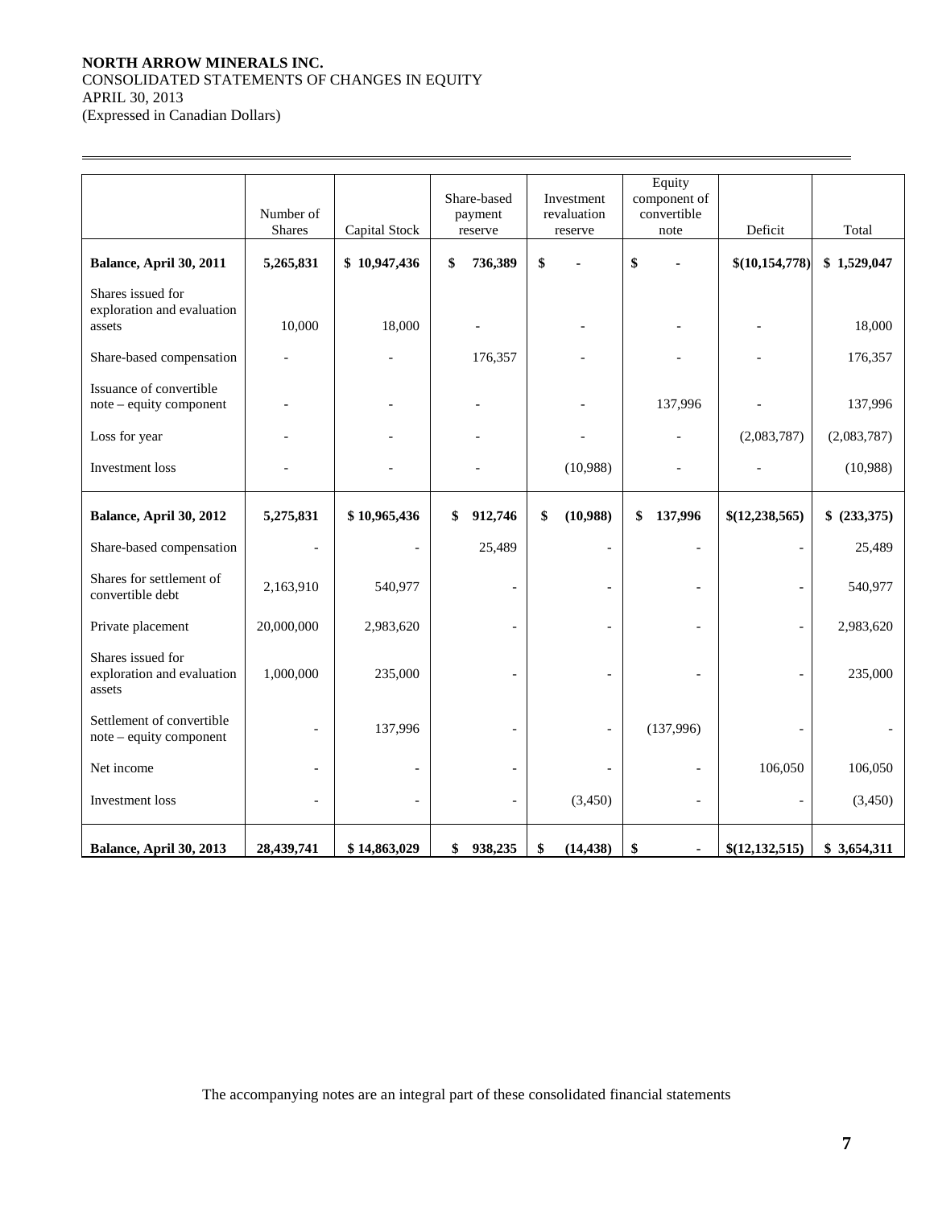**NORTH ARROW MINERALS INC.**
CONSOLIDATED STATEMENTS OF CHANGES IN EQUITY
APRIL 30, 2013
(Expressed in Canadian Dollars)

| | Number of Shares | Capital Stock | Share-based payment reserve | Investment revaluation reserve | Equity component of convertible note | Deficit | Total |
|---|---|---|---|---|---|---|---|
| **Balance, April 30, 2011** | **5,265,831** | **$ 10,947,436** | **$ 736,389** | **$ -** | **$ -** | **$(10,154,778)** | **$ 1,529,047** |
| Shares issued for exploration and evaluation assets | 10,000 | 18,000 | - | - | - | - | 18,000 |
| Share-based compensation | - | - | 176,357 | - | - | - | 176,357 |
| Issuance of convertible note – equity component | - | - | - | - | 137,996 | - | 137,996 |
| Loss for year | - | - | - | - | - | (2,083,787) | (2,083,787) |
| Investment loss | - | - | - | (10,988) | - | - | (10,988) |
| **Balance, April 30, 2012** | **5,275,831** | **$ 10,965,436** | **$ 912,746** | **$ (10,988)** | **$ 137,996** | **$(12,238,565)** | **$ (233,375)** |
| Share-based compensation | - | - | 25,489 | - | - | - | 25,489 |
| Shares for settlement of convertible debt | 2,163,910 | 540,977 | - | - | - | - | 540,977 |
| Private placement | 20,000,000 | 2,983,620 | - | - | - | - | 2,983,620 |
| Shares issued for exploration and evaluation assets | 1,000,000 | 235,000 | - | - | - | - | 235,000 |
| Settlement of convertible note – equity component | - | 137,996 | - | - | (137,996) | - | - |
| Net income | - | - | - | - | - | 106,050 | 106,050 |
| Investment loss | - | - | - | (3,450) | - | - | (3,450) |
| **Balance, April 30, 2013** | **28,439,741** | **$ 14,863,029** | **$ 938,235** | **$ (14,438)** | **$ -** | **$(12,132,515)** | **$ 3,654,311** |

The accompanying notes are an integral part of these consolidated financial statements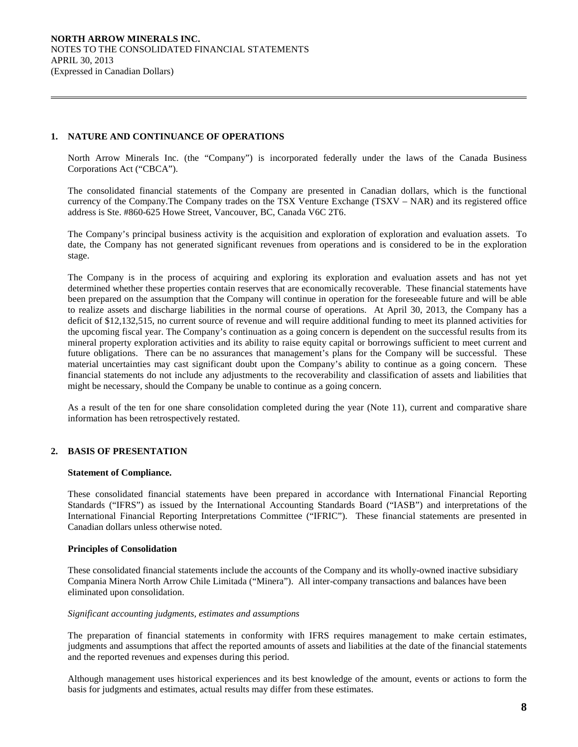## 1. NATURE AND CONTINUANCE OF OPERATIONS

North Arrow Minerals Inc. (the "Company") is incorporated federally under the laws of the Canada Business Corporations Act ("CBCA").

The consolidated financial statements of the Company are presented in Canadian dollars, which is the functional currency of the Company.The Company trades on the TSX Venture Exchange (TSXV – NAR) and its registered office address is Ste. #860-625 Howe Street, Vancouver, BC, Canada V6C 2T6.

The Company's principal business activity is the acquisition and exploration of exploration and evaluation assets. To date, the Company has not generated significant revenues from operations and is considered to be in the exploration stage.

The Company is in the process of acquiring and exploring its exploration and evaluation assets and has not yet determined whether these properties contain reserves that are economically recoverable. These financial statements have been prepared on the assumption that the Company will continue in operation for the foreseeable future and will be able to realize assets and discharge liabilities in the normal course of operations. At April 30, 2013, the Company has a deficit of $12,132,515, no current source of revenue and will require additional funding to meet its planned activities for the upcoming fiscal year. The Company's continuation as a going concern is dependent on the successful results from its mineral property exploration activities and its ability to raise equity capital or borrowings sufficient to meet current and future obligations. There can be no assurances that management's plans for the Company will be successful. These material uncertainties may cast significant doubt upon the Company's ability to continue as a going concern. These financial statements do not include any adjustments to the recoverability and classification of assets and liabilities that might be necessary, should the Company be unable to continue as a going concern.

As a result of the ten for one share consolidation completed during the year (Note 11), current and comparative share information has been retrospectively restated.

## 2. BASIS OF PRESENTATION

**Statement of Compliance.**

These consolidated financial statements have been prepared in accordance with International Financial Reporting Standards ("IFRS") as issued by the International Accounting Standards Board ("IASB") and interpretations of the International Financial Reporting Interpretations Committee ("IFRIC"). These financial statements are presented in Canadian dollars unless otherwise noted.

**Principles of Consolidation**

These consolidated financial statements include the accounts of the Company and its wholly-owned inactive subsidiary Compania Minera North Arrow Chile Limitada ("Minera"). All inter-company transactions and balances have been eliminated upon consolidation.

*Significant accounting judgments, estimates and assumptions*

The preparation of financial statements in conformity with IFRS requires management to make certain estimates, judgments and assumptions that affect the reported amounts of assets and liabilities at the date of the financial statements and the reported revenues and expenses during this period.

Although management uses historical experiences and its best knowledge of the amount, events or actions to form the basis for judgments and estimates, actual results may differ from these estimates.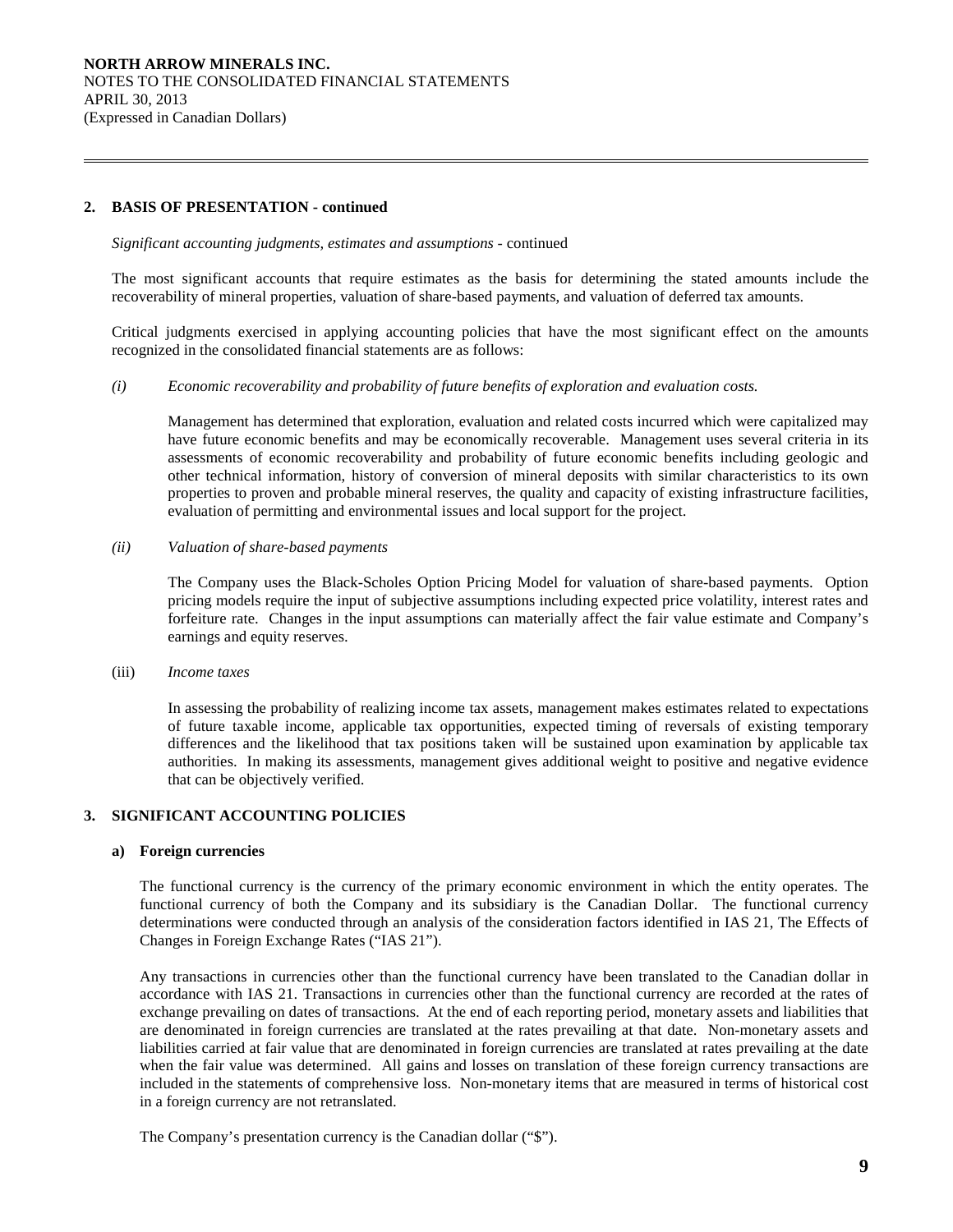## 2. BASIS OF PRESENTATION - continued

*Significant accounting judgments, estimates and assumptions* - continued

The most significant accounts that require estimates as the basis for determining the stated amounts include the recoverability of mineral properties, valuation of share-based payments, and valuation of deferred tax amounts.

Critical judgments exercised in applying accounting policies that have the most significant effect on the amounts recognized in the consolidated financial statements are as follows:

*(i) Economic recoverability and probability of future benefits of exploration and evaluation costs.*

Management has determined that exploration, evaluation and related costs incurred which were capitalized may have future economic benefits and may be economically recoverable. Management uses several criteria in its assessments of economic recoverability and probability of future economic benefits including geologic and other technical information, history of conversion of mineral deposits with similar characteristics to its own properties to proven and probable mineral reserves, the quality and capacity of existing infrastructure facilities, evaluation of permitting and environmental issues and local support for the project.

*(ii) Valuation of share-based payments*

The Company uses the Black-Scholes Option Pricing Model for valuation of share-based payments. Option pricing models require the input of subjective assumptions including expected price volatility, interest rates and forfeiture rate. Changes in the input assumptions can materially affect the fair value estimate and Company's earnings and equity reserves.

(iii) *Income taxes*

In assessing the probability of realizing income tax assets, management makes estimates related to expectations of future taxable income, applicable tax opportunities, expected timing of reversals of existing temporary differences and the likelihood that tax positions taken will be sustained upon examination by applicable tax authorities. In making its assessments, management gives additional weight to positive and negative evidence that can be objectively verified.

## 3. SIGNIFICANT ACCOUNTING POLICIES

### a) Foreign currencies

The functional currency is the currency of the primary economic environment in which the entity operates. The functional currency of both the Company and its subsidiary is the Canadian Dollar. The functional currency determinations were conducted through an analysis of the consideration factors identified in IAS 21, The Effects of Changes in Foreign Exchange Rates ("IAS 21").

Any transactions in currencies other than the functional currency have been translated to the Canadian dollar in accordance with IAS 21. Transactions in currencies other than the functional currency are recorded at the rates of exchange prevailing on dates of transactions. At the end of each reporting period, monetary assets and liabilities that are denominated in foreign currencies are translated at the rates prevailing at that date. Non-monetary assets and liabilities carried at fair value that are denominated in foreign currencies are translated at rates prevailing at the date when the fair value was determined. All gains and losses on translation of these foreign currency transactions are included in the statements of comprehensive loss. Non-monetary items that are measured in terms of historical cost in a foreign currency are not retranslated.

The Company's presentation currency is the Canadian dollar ("$").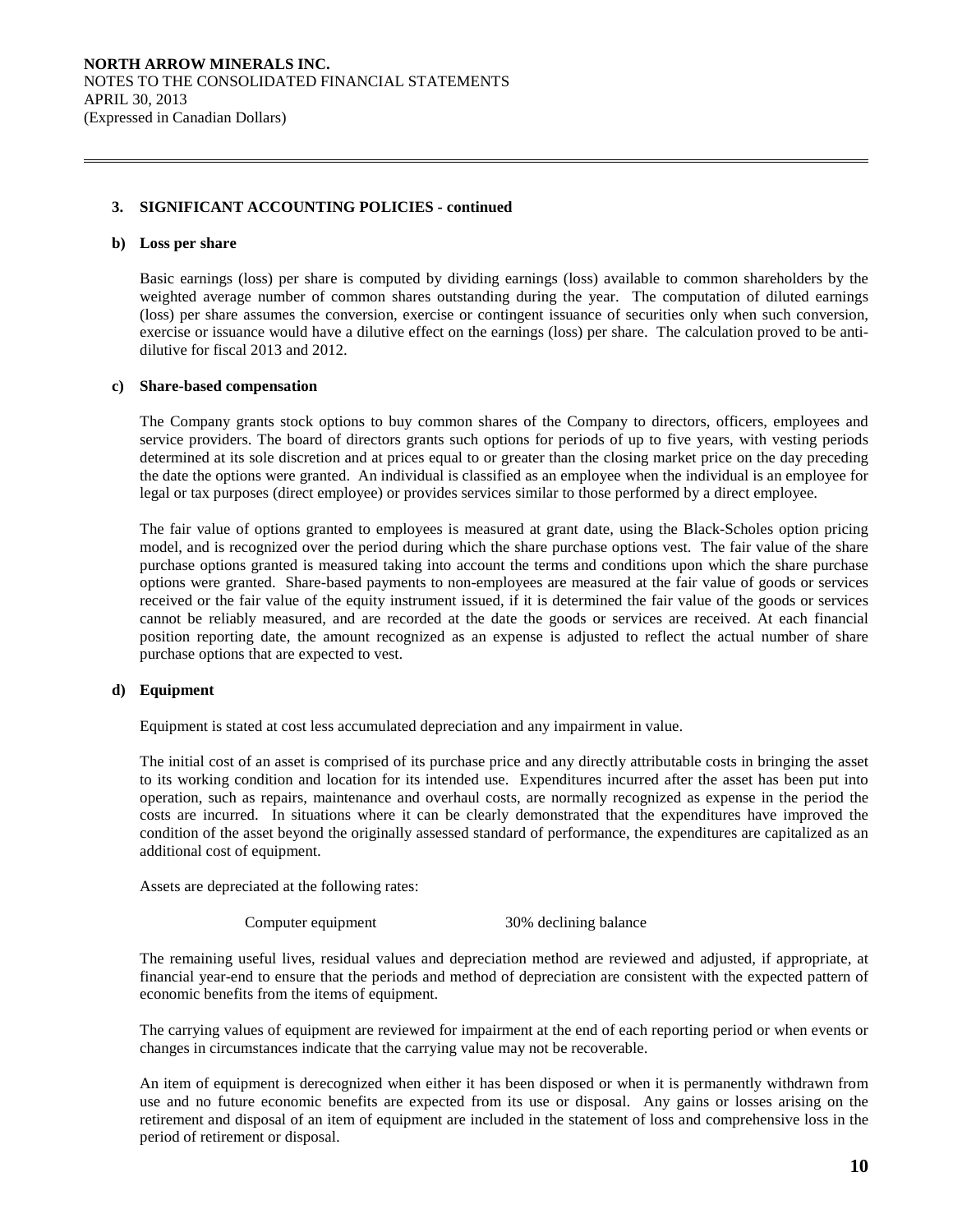### 3. SIGNIFICANT ACCOUNTING POLICIES - continued

#### b) Loss per share

Basic earnings (loss) per share is computed by dividing earnings (loss) available to common shareholders by the weighted average number of common shares outstanding during the year. The computation of diluted earnings (loss) per share assumes the conversion, exercise or contingent issuance of securities only when such conversion, exercise or issuance would have a dilutive effect on the earnings (loss) per share. The calculation proved to be anti-dilutive for fiscal 2013 and 2012.

#### c) Share-based compensation

The Company grants stock options to buy common shares of the Company to directors, officers, employees and service providers. The board of directors grants such options for periods of up to five years, with vesting periods determined at its sole discretion and at prices equal to or greater than the closing market price on the day preceding the date the options were granted. An individual is classified as an employee when the individual is an employee for legal or tax purposes (direct employee) or provides services similar to those performed by a direct employee.

The fair value of options granted to employees is measured at grant date, using the Black-Scholes option pricing model, and is recognized over the period during which the share purchase options vest. The fair value of the share purchase options granted is measured taking into account the terms and conditions upon which the share purchase options were granted. Share-based payments to non-employees are measured at the fair value of goods or services received or the fair value of the equity instrument issued, if it is determined the fair value of the goods or services cannot be reliably measured, and are recorded at the date the goods or services are received. At each financial position reporting date, the amount recognized as an expense is adjusted to reflect the actual number of share purchase options that are expected to vest.

#### d) Equipment

Equipment is stated at cost less accumulated depreciation and any impairment in value.

The initial cost of an asset is comprised of its purchase price and any directly attributable costs in bringing the asset to its working condition and location for its intended use. Expenditures incurred after the asset has been put into operation, such as repairs, maintenance and overhaul costs, are normally recognized as expense in the period the costs are incurred. In situations where it can be clearly demonstrated that the expenditures have improved the condition of the asset beyond the originally assessed standard of performance, the expenditures are capitalized as an additional cost of equipment.

Assets are depreciated at the following rates:

| | |
|---|---|
| Computer equipment | 30% declining balance |

The remaining useful lives, residual values and depreciation method are reviewed and adjusted, if appropriate, at financial year-end to ensure that the periods and method of depreciation are consistent with the expected pattern of economic benefits from the items of equipment.

The carrying values of equipment are reviewed for impairment at the end of each reporting period or when events or changes in circumstances indicate that the carrying value may not be recoverable.

An item of equipment is derecognized when either it has been disposed or when it is permanently withdrawn from use and no future economic benefits are expected from its use or disposal. Any gains or losses arising on the retirement and disposal of an item of equipment are included in the statement of loss and comprehensive loss in the period of retirement or disposal.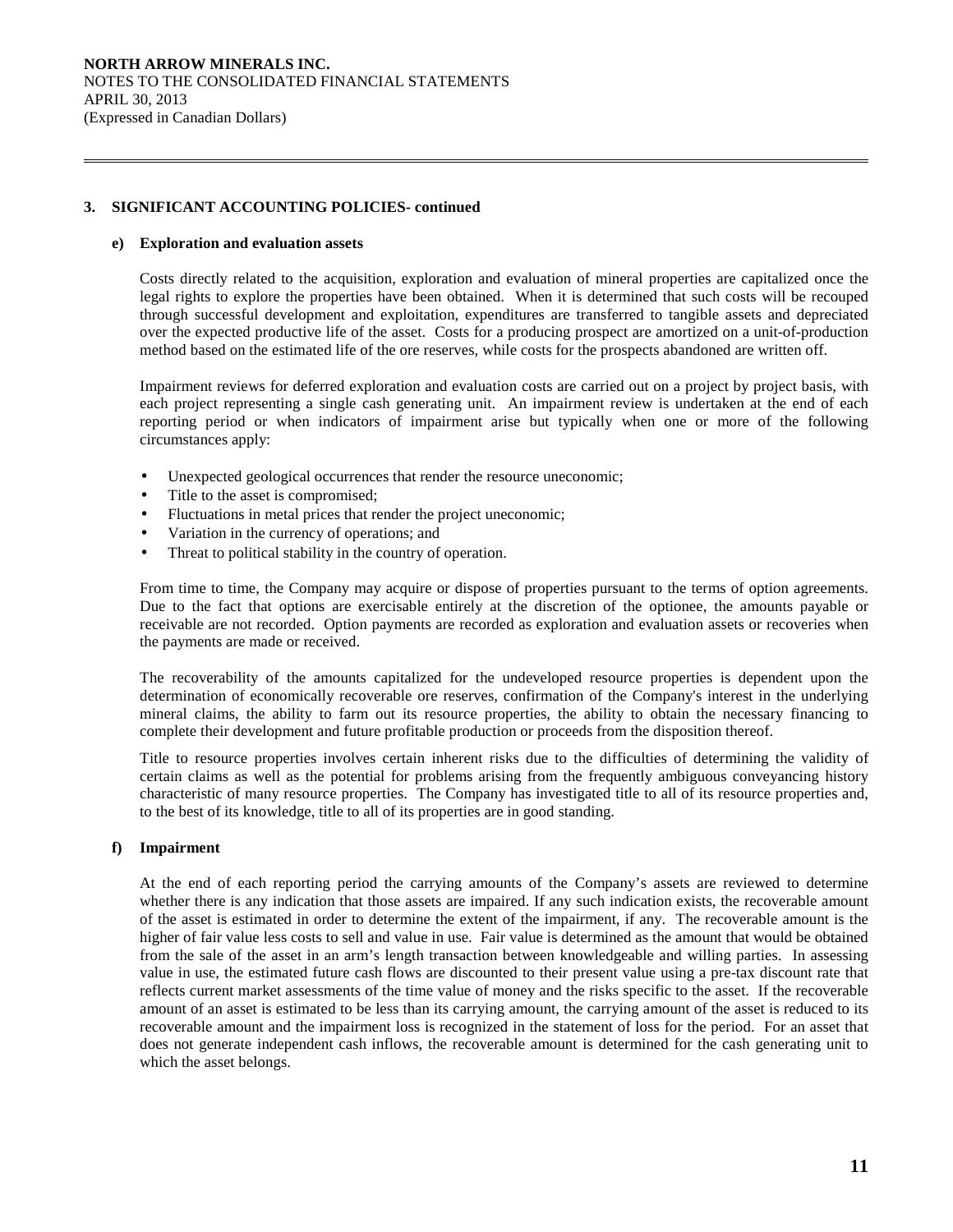## 3. SIGNIFICANT ACCOUNTING POLICIES- continued

### e) Exploration and evaluation assets

Costs directly related to the acquisition, exploration and evaluation of mineral properties are capitalized once the legal rights to explore the properties have been obtained. When it is determined that such costs will be recouped through successful development and exploitation, expenditures are transferred to tangible assets and depreciated over the expected productive life of the asset. Costs for a producing prospect are amortized on a unit-of-production method based on the estimated life of the ore reserves, while costs for the prospects abandoned are written off.

Impairment reviews for deferred exploration and evaluation costs are carried out on a project by project basis, with each project representing a single cash generating unit. An impairment review is undertaken at the end of each reporting period or when indicators of impairment arise but typically when one or more of the following circumstances apply:

- Unexpected geological occurrences that render the resource uneconomic;
- Title to the asset is compromised;
- Fluctuations in metal prices that render the project uneconomic;
- Variation in the currency of operations; and
- Threat to political stability in the country of operation.

From time to time, the Company may acquire or dispose of properties pursuant to the terms of option agreements. Due to the fact that options are exercisable entirely at the discretion of the optionee, the amounts payable or receivable are not recorded. Option payments are recorded as exploration and evaluation assets or recoveries when the payments are made or received.

The recoverability of the amounts capitalized for the undeveloped resource properties is dependent upon the determination of economically recoverable ore reserves, confirmation of the Company's interest in the underlying mineral claims, the ability to farm out its resource properties, the ability to obtain the necessary financing to complete their development and future profitable production or proceeds from the disposition thereof.

Title to resource properties involves certain inherent risks due to the difficulties of determining the validity of certain claims as well as the potential for problems arising from the frequently ambiguous conveyancing history characteristic of many resource properties. The Company has investigated title to all of its resource properties and, to the best of its knowledge, title to all of its properties are in good standing.

### f) Impairment

At the end of each reporting period the carrying amounts of the Company's assets are reviewed to determine whether there is any indication that those assets are impaired. If any such indication exists, the recoverable amount of the asset is estimated in order to determine the extent of the impairment, if any. The recoverable amount is the higher of fair value less costs to sell and value in use. Fair value is determined as the amount that would be obtained from the sale of the asset in an arm's length transaction between knowledgeable and willing parties. In assessing value in use, the estimated future cash flows are discounted to their present value using a pre-tax discount rate that reflects current market assessments of the time value of money and the risks specific to the asset. If the recoverable amount of an asset is estimated to be less than its carrying amount, the carrying amount of the asset is reduced to its recoverable amount and the impairment loss is recognized in the statement of loss for the period. For an asset that does not generate independent cash inflows, the recoverable amount is determined for the cash generating unit to which the asset belongs.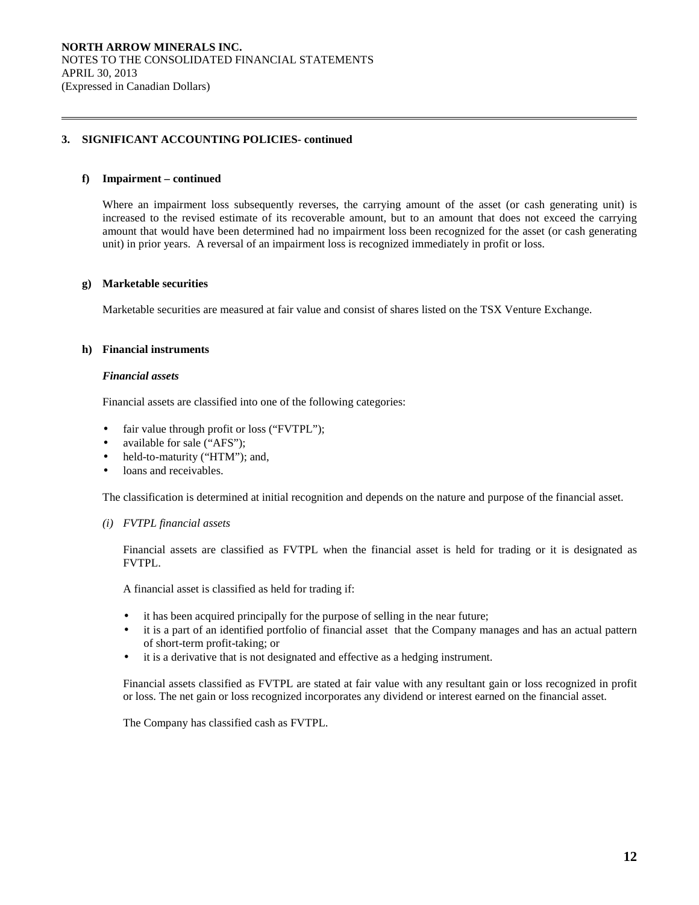## 3. SIGNIFICANT ACCOUNTING POLICIES- continued

### f) Impairment – continued

Where an impairment loss subsequently reverses, the carrying amount of the asset (or cash generating unit) is increased to the revised estimate of its recoverable amount, but to an amount that does not exceed the carrying amount that would have been determined had no impairment loss been recognized for the asset (or cash generating unit) in prior years. A reversal of an impairment loss is recognized immediately in profit or loss.

### g) Marketable securities

Marketable securities are measured at fair value and consist of shares listed on the TSX Venture Exchange.

### h) Financial instruments

***Financial assets***

Financial assets are classified into one of the following categories:

- fair value through profit or loss ("FVTPL");
- available for sale ("AFS");
- held-to-maturity ("HTM"); and,
- loans and receivables.

The classification is determined at initial recognition and depends on the nature and purpose of the financial asset.

*(i) FVTPL financial assets*

Financial assets are classified as FVTPL when the financial asset is held for trading or it is designated as FVTPL.

A financial asset is classified as held for trading if:

- it has been acquired principally for the purpose of selling in the near future;
- it is a part of an identified portfolio of financial asset that the Company manages and has an actual pattern of short-term profit-taking; or
- it is a derivative that is not designated and effective as a hedging instrument.

Financial assets classified as FVTPL are stated at fair value with any resultant gain or loss recognized in profit or loss. The net gain or loss recognized incorporates any dividend or interest earned on the financial asset.

The Company has classified cash as FVTPL.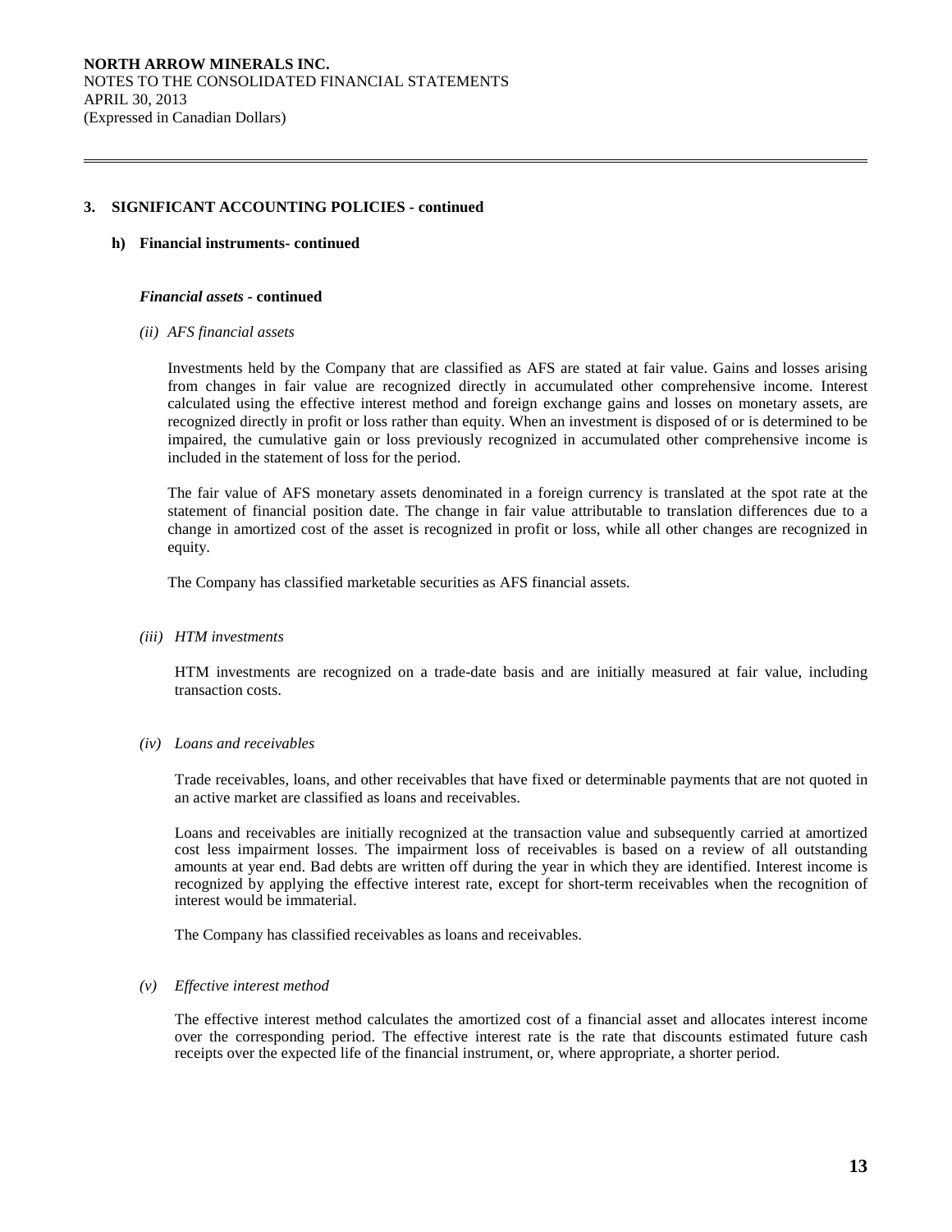## 3. SIGNIFICANT ACCOUNTING POLICIES - continued

### h) Financial instruments- continued

#### *Financial assets* - continued

*(ii) AFS financial assets*

Investments held by the Company that are classified as AFS are stated at fair value. Gains and losses arising from changes in fair value are recognized directly in accumulated other comprehensive income. Interest calculated using the effective interest method and foreign exchange gains and losses on monetary assets, are recognized directly in profit or loss rather than equity. When an investment is disposed of or is determined to be impaired, the cumulative gain or loss previously recognized in accumulated other comprehensive income is included in the statement of loss for the period.

The fair value of AFS monetary assets denominated in a foreign currency is translated at the spot rate at the statement of financial position date. The change in fair value attributable to translation differences due to a change in amortized cost of the asset is recognized in profit or loss, while all other changes are recognized in equity.

The Company has classified marketable securities as AFS financial assets.

*(iii) HTM investments*

HTM investments are recognized on a trade-date basis and are initially measured at fair value, including transaction costs.

*(iv) Loans and receivables*

Trade receivables, loans, and other receivables that have fixed or determinable payments that are not quoted in an active market are classified as loans and receivables.

Loans and receivables are initially recognized at the transaction value and subsequently carried at amortized cost less impairment losses. The impairment loss of receivables is based on a review of all outstanding amounts at year end. Bad debts are written off during the year in which they are identified. Interest income is recognized by applying the effective interest rate, except for short-term receivables when the recognition of interest would be immaterial.

The Company has classified receivables as loans and receivables.

*(v) Effective interest method*

The effective interest method calculates the amortized cost of a financial asset and allocates interest income over the corresponding period. The effective interest rate is the rate that discounts estimated future cash receipts over the expected life of the financial instrument, or, where appropriate, a shorter period.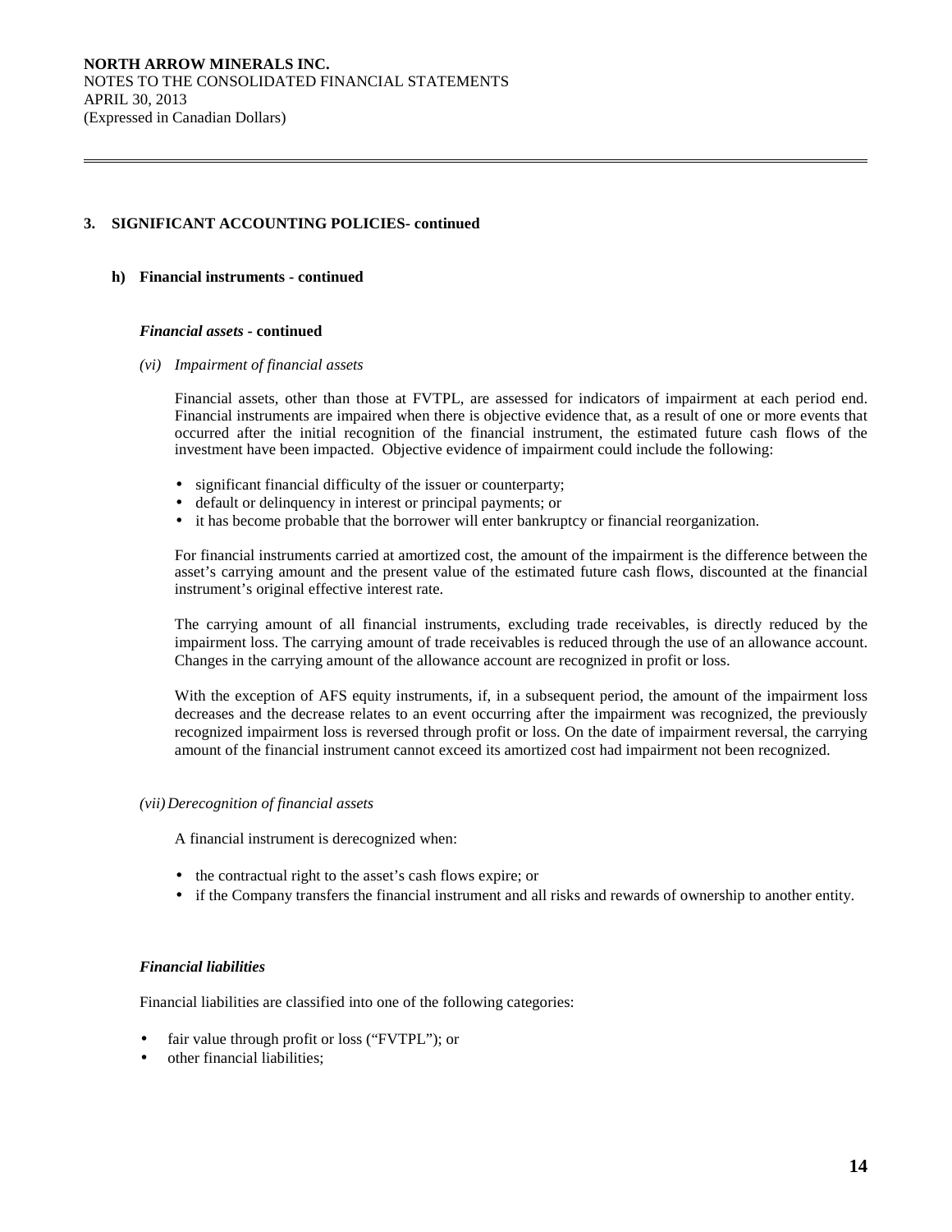## 3. SIGNIFICANT ACCOUNTING POLICIES- continued

### h) Financial instruments - continued

***Financial assets* - continued**

*(vi) Impairment of financial assets*

Financial assets, other than those at FVTPL, are assessed for indicators of impairment at each period end. Financial instruments are impaired when there is objective evidence that, as a result of one or more events that occurred after the initial recognition of the financial instrument, the estimated future cash flows of the investment have been impacted. Objective evidence of impairment could include the following:

- significant financial difficulty of the issuer or counterparty;
- default or delinquency in interest or principal payments; or
- it has become probable that the borrower will enter bankruptcy or financial reorganization.

For financial instruments carried at amortized cost, the amount of the impairment is the difference between the asset's carrying amount and the present value of the estimated future cash flows, discounted at the financial instrument's original effective interest rate.

The carrying amount of all financial instruments, excluding trade receivables, is directly reduced by the impairment loss. The carrying amount of trade receivables is reduced through the use of an allowance account. Changes in the carrying amount of the allowance account are recognized in profit or loss.

With the exception of AFS equity instruments, if, in a subsequent period, the amount of the impairment loss decreases and the decrease relates to an event occurring after the impairment was recognized, the previously recognized impairment loss is reversed through profit or loss. On the date of impairment reversal, the carrying amount of the financial instrument cannot exceed its amortized cost had impairment not been recognized.

*(vii) Derecognition of financial assets*

A financial instrument is derecognized when:

- the contractual right to the asset's cash flows expire; or
- if the Company transfers the financial instrument and all risks and rewards of ownership to another entity.

***Financial liabilities***

Financial liabilities are classified into one of the following categories:

- fair value through profit or loss ("FVTPL"); or
- other financial liabilities;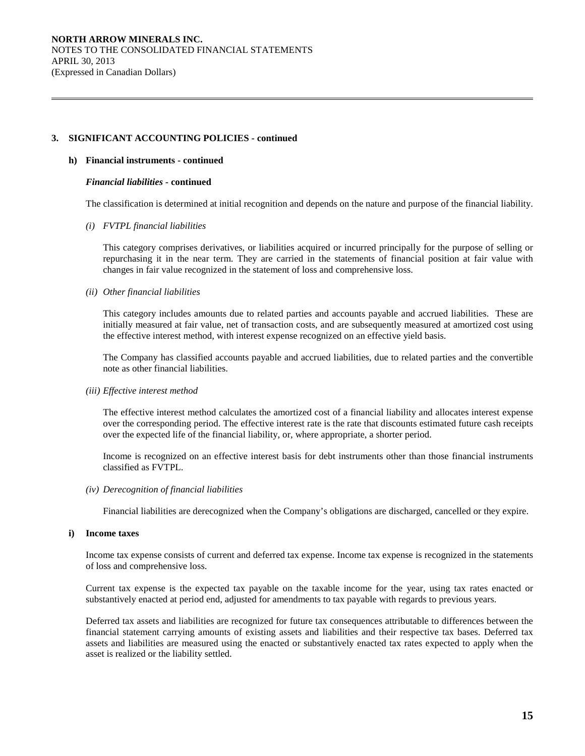## 3. SIGNIFICANT ACCOUNTING POLICIES - continued

### h) Financial instruments - continued

***Financial liabilities* - continued**

The classification is determined at initial recognition and depends on the nature and purpose of the financial liability.

*(i) FVTPL financial liabilities*

This category comprises derivatives, or liabilities acquired or incurred principally for the purpose of selling or repurchasing it in the near term. They are carried in the statements of financial position at fair value with changes in fair value recognized in the statement of loss and comprehensive loss.

*(ii) Other financial liabilities*

This category includes amounts due to related parties and accounts payable and accrued liabilities. These are initially measured at fair value, net of transaction costs, and are subsequently measured at amortized cost using the effective interest method, with interest expense recognized on an effective yield basis.

The Company has classified accounts payable and accrued liabilities, due to related parties and the convertible note as other financial liabilities.

*(iii) Effective interest method*

The effective interest method calculates the amortized cost of a financial liability and allocates interest expense over the corresponding period. The effective interest rate is the rate that discounts estimated future cash receipts over the expected life of the financial liability, or, where appropriate, a shorter period.

Income is recognized on an effective interest basis for debt instruments other than those financial instruments classified as FVTPL.

*(iv) Derecognition of financial liabilities*

Financial liabilities are derecognized when the Company's obligations are discharged, cancelled or they expire.

### i) Income taxes

Income tax expense consists of current and deferred tax expense. Income tax expense is recognized in the statements of loss and comprehensive loss.

Current tax expense is the expected tax payable on the taxable income for the year, using tax rates enacted or substantively enacted at period end, adjusted for amendments to tax payable with regards to previous years.

Deferred tax assets and liabilities are recognized for future tax consequences attributable to differences between the financial statement carrying amounts of existing assets and liabilities and their respective tax bases. Deferred tax assets and liabilities are measured using the enacted or substantively enacted tax rates expected to apply when the asset is realized or the liability settled.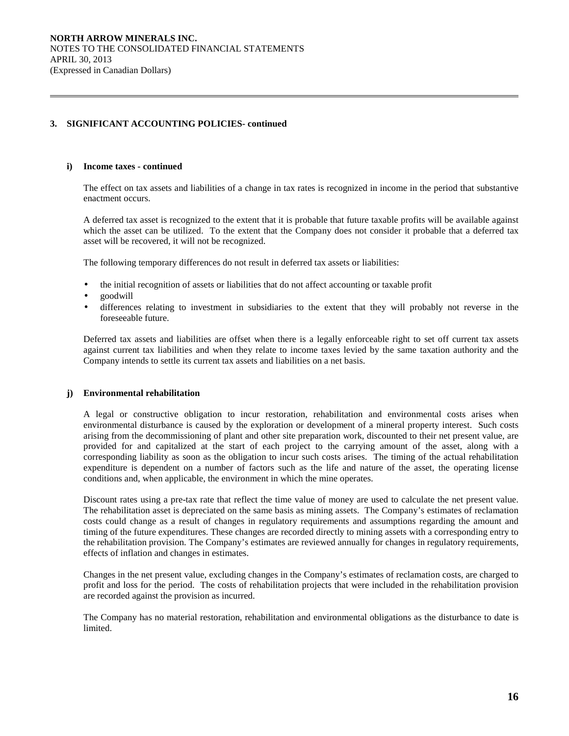### 3. SIGNIFICANT ACCOUNTING POLICIES- continued

**i) Income taxes - continued**

The effect on tax assets and liabilities of a change in tax rates is recognized in income in the period that substantive enactment occurs.

A deferred tax asset is recognized to the extent that it is probable that future taxable profits will be available against which the asset can be utilized. To the extent that the Company does not consider it probable that a deferred tax asset will be recovered, it will not be recognized.

The following temporary differences do not result in deferred tax assets or liabilities:

- the initial recognition of assets or liabilities that do not affect accounting or taxable profit
- goodwill
- differences relating to investment in subsidiaries to the extent that they will probably not reverse in the foreseeable future.

Deferred tax assets and liabilities are offset when there is a legally enforceable right to set off current tax assets against current tax liabilities and when they relate to income taxes levied by the same taxation authority and the Company intends to settle its current tax assets and liabilities on a net basis.

**j) Environmental rehabilitation**

A legal or constructive obligation to incur restoration, rehabilitation and environmental costs arises when environmental disturbance is caused by the exploration or development of a mineral property interest. Such costs arising from the decommissioning of plant and other site preparation work, discounted to their net present value, are provided for and capitalized at the start of each project to the carrying amount of the asset, along with a corresponding liability as soon as the obligation to incur such costs arises. The timing of the actual rehabilitation expenditure is dependent on a number of factors such as the life and nature of the asset, the operating license conditions and, when applicable, the environment in which the mine operates.

Discount rates using a pre-tax rate that reflect the time value of money are used to calculate the net present value. The rehabilitation asset is depreciated on the same basis as mining assets. The Company's estimates of reclamation costs could change as a result of changes in regulatory requirements and assumptions regarding the amount and timing of the future expenditures. These changes are recorded directly to mining assets with a corresponding entry to the rehabilitation provision. The Company's estimates are reviewed annually for changes in regulatory requirements, effects of inflation and changes in estimates.

Changes in the net present value, excluding changes in the Company's estimates of reclamation costs, are charged to profit and loss for the period. The costs of rehabilitation projects that were included in the rehabilitation provision are recorded against the provision as incurred.

The Company has no material restoration, rehabilitation and environmental obligations as the disturbance to date is limited.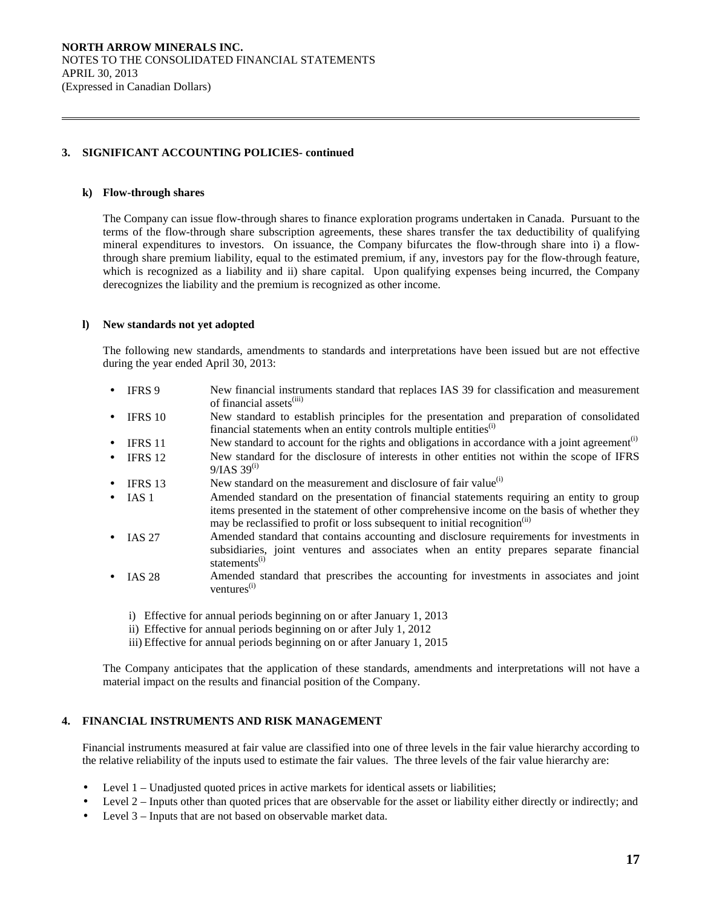## 3. SIGNIFICANT ACCOUNTING POLICIES- continued

### k) Flow-through shares

The Company can issue flow-through shares to finance exploration programs undertaken in Canada. Pursuant to the terms of the flow-through share subscription agreements, these shares transfer the tax deductibility of qualifying mineral expenditures to investors. On issuance, the Company bifurcates the flow-through share into i) a flow-through share premium liability, equal to the estimated premium, if any, investors pay for the flow-through feature, which is recognized as a liability and ii) share capital. Upon qualifying expenses being incurred, the Company derecognizes the liability and the premium is recognized as other income.

### l) New standards not yet adopted

The following new standards, amendments to standards and interpretations have been issued but are not effective during the year ended April 30, 2013:

- IFRS 9 — New financial instruments standard that replaces IAS 39 for classification and measurement of financial assets[iii]
- IFRS 10 — New standard to establish principles for the presentation and preparation of consolidated financial statements when an entity controls multiple entities[i]
- IFRS 11 — New standard to account for the rights and obligations in accordance with a joint agreement[i]
- IFRS 12 — New standard for the disclosure of interests in other entities not within the scope of IFRS 9/IAS 39[i]
- IFRS 13 — New standard on the measurement and disclosure of fair value[i]
- IAS 1 — Amended standard on the presentation of financial statements requiring an entity to group items presented in the statement of other comprehensive income on the basis of whether they may be reclassified to profit or loss subsequent to initial recognition[ii]
- IAS 27 — Amended standard that contains accounting and disclosure requirements for investments in subsidiaries, joint ventures and associates when an entity prepares separate financial statements[i]
- IAS 28 — Amended standard that prescribes the accounting for investments in associates and joint ventures[i]

i) Effective for annual periods beginning on or after January 1, 2013
ii) Effective for annual periods beginning on or after July 1, 2012
iii) Effective for annual periods beginning on or after January 1, 2015

The Company anticipates that the application of these standards, amendments and interpretations will not have a material impact on the results and financial position of the Company.

## 4. FINANCIAL INSTRUMENTS AND RISK MANAGEMENT

Financial instruments measured at fair value are classified into one of three levels in the fair value hierarchy according to the relative reliability of the inputs used to estimate the fair values. The three levels of the fair value hierarchy are:

- Level 1 – Unadjusted quoted prices in active markets for identical assets or liabilities;
- Level 2 – Inputs other than quoted prices that are observable for the asset or liability either directly or indirectly; and
- Level 3 – Inputs that are not based on observable market data.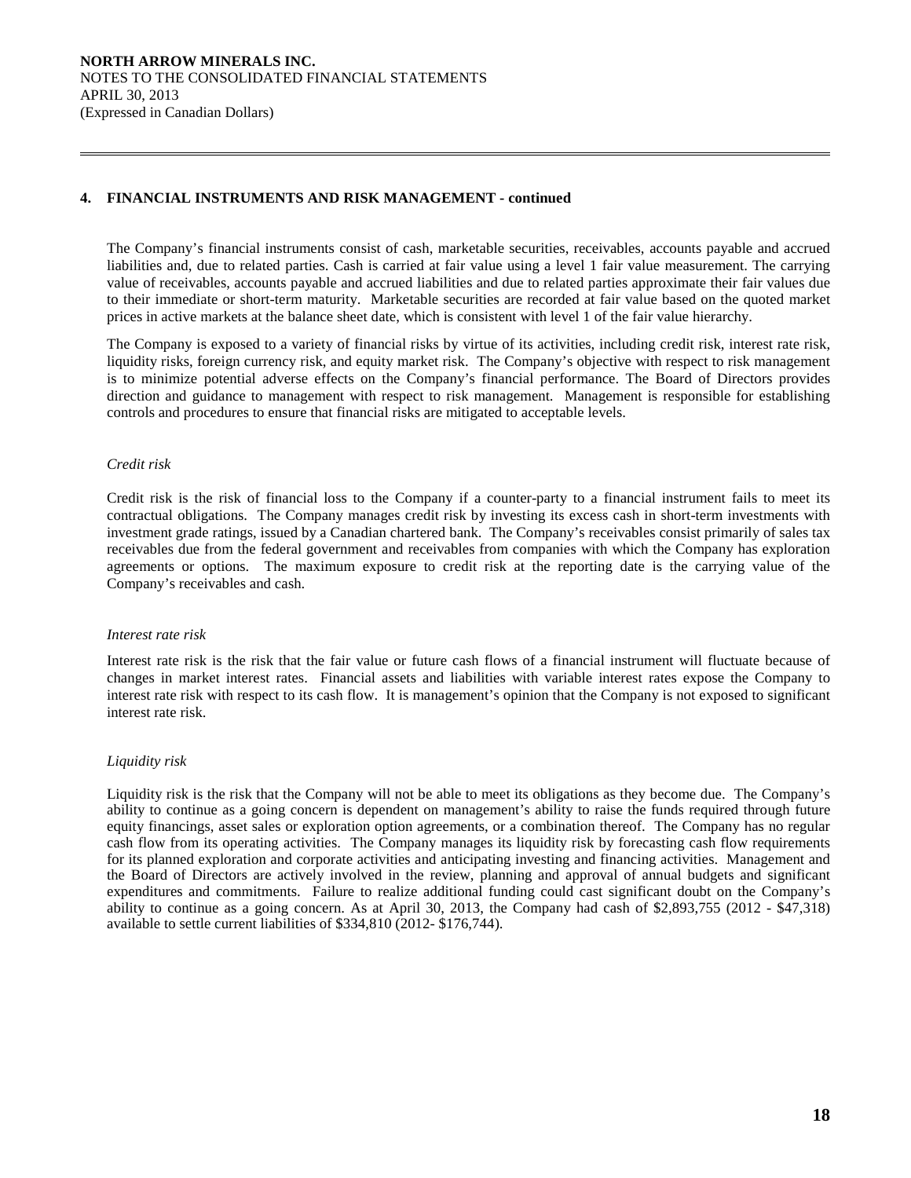## 4. FINANCIAL INSTRUMENTS AND RISK MANAGEMENT - continued

The Company's financial instruments consist of cash, marketable securities, receivables, accounts payable and accrued liabilities and, due to related parties. Cash is carried at fair value using a level 1 fair value measurement. The carrying value of receivables, accounts payable and accrued liabilities and due to related parties approximate their fair values due to their immediate or short-term maturity. Marketable securities are recorded at fair value based on the quoted market prices in active markets at the balance sheet date, which is consistent with level 1 of the fair value hierarchy.

The Company is exposed to a variety of financial risks by virtue of its activities, including credit risk, interest rate risk, liquidity risks, foreign currency risk, and equity market risk. The Company's objective with respect to risk management is to minimize potential adverse effects on the Company's financial performance. The Board of Directors provides direction and guidance to management with respect to risk management. Management is responsible for establishing controls and procedures to ensure that financial risks are mitigated to acceptable levels.

*Credit risk*

Credit risk is the risk of financial loss to the Company if a counter-party to a financial instrument fails to meet its contractual obligations. The Company manages credit risk by investing its excess cash in short-term investments with investment grade ratings, issued by a Canadian chartered bank. The Company's receivables consist primarily of sales tax receivables due from the federal government and receivables from companies with which the Company has exploration agreements or options. The maximum exposure to credit risk at the reporting date is the carrying value of the Company's receivables and cash.

*Interest rate risk*

Interest rate risk is the risk that the fair value or future cash flows of a financial instrument will fluctuate because of changes in market interest rates. Financial assets and liabilities with variable interest rates expose the Company to interest rate risk with respect to its cash flow. It is management's opinion that the Company is not exposed to significant interest rate risk.

*Liquidity risk*

Liquidity risk is the risk that the Company will not be able to meet its obligations as they become due. The Company's ability to continue as a going concern is dependent on management's ability to raise the funds required through future equity financings, asset sales or exploration option agreements, or a combination thereof. The Company has no regular cash flow from its operating activities. The Company manages its liquidity risk by forecasting cash flow requirements for its planned exploration and corporate activities and anticipating investing and financing activities. Management and the Board of Directors are actively involved in the review, planning and approval of annual budgets and significant expenditures and commitments. Failure to realize additional funding could cast significant doubt on the Company's ability to continue as a going concern. As at April 30, 2013, the Company had cash of $2,893,755 (2012 - $47,318) available to settle current liabilities of $334,810 (2012- $176,744).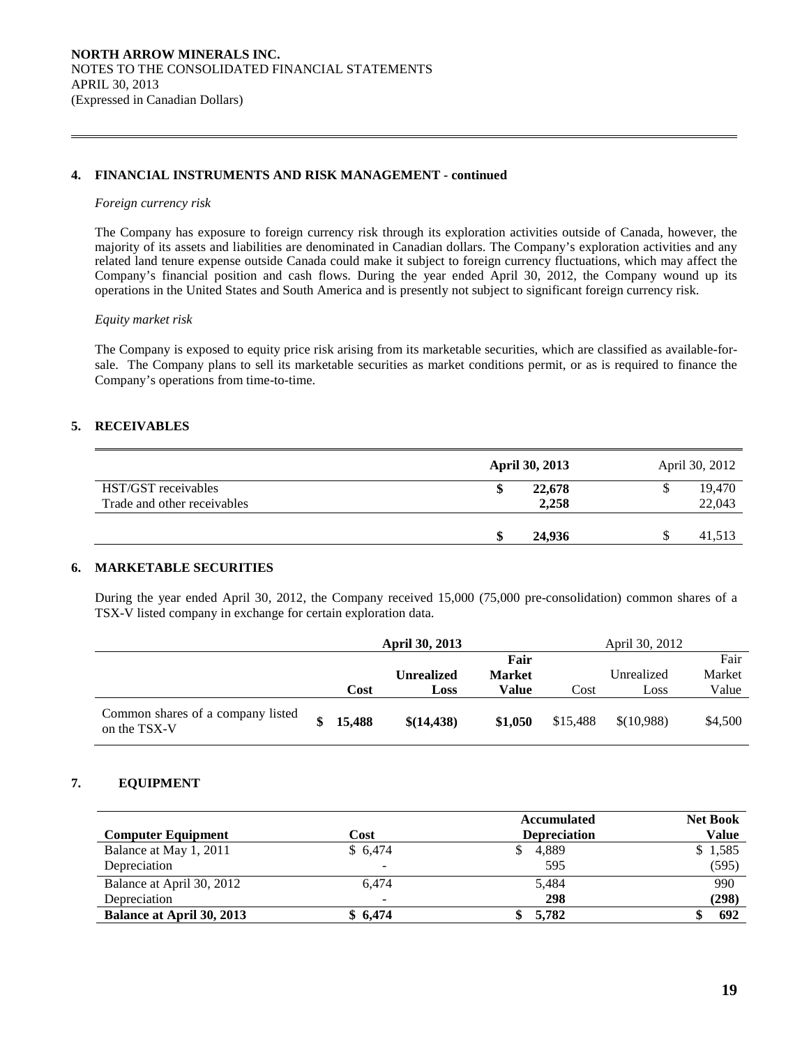## 4. FINANCIAL INSTRUMENTS AND RISK MANAGEMENT - continued

*Foreign currency risk*

The Company has exposure to foreign currency risk through its exploration activities outside of Canada, however, the majority of its assets and liabilities are denominated in Canadian dollars. The Company's exploration activities and any related land tenure expense outside Canada could make it subject to foreign currency fluctuations, which may affect the Company's financial position and cash flows. During the year ended April 30, 2012, the Company wound up its operations in the United States and South America and is presently not subject to significant foreign currency risk.

*Equity market risk*

The Company is exposed to equity price risk arising from its marketable securities, which are classified as available-for-sale. The Company plans to sell its marketable securities as market conditions permit, or as is required to finance the Company's operations from time-to-time.

## 5. RECEIVABLES

| | **April 30, 2013** | April 30, 2012 |
|---|---|---|
| HST/GST receivables | **$ 22,678** | $ 19,470 |
| Trade and other receivables | **2,258** | 22,043 |
| | **$ 24,936** | $ 41,513 |

## 6. MARKETABLE SECURITIES

During the year ended April 30, 2012, the Company received 15,000 (75,000 pre-consolidation) common shares of a TSX-V listed company in exchange for certain exploration data.

| | **April 30, 2013** | | | April 30, 2012 | | |
|---|---|---|---|---|---|---|
| | **Cost** | **Unrealized Loss** | **Fair Market Value** | Cost | Unrealized Loss | Fair Market Value |
| Common shares of a company listed on the TSX-V | **$ 15,488** | **$(14,438)** | **$1,050** | $15,488 | $(10,988) | $4,500 |

## 7. EQUIPMENT

| **Computer Equipment** | **Cost** | **Accumulated Depreciation** | **Net Book Value** |
|---|---|---|---|
| Balance at May 1, 2011 | $ 6,474 | $ 4,889 | $ 1,585 |
| Depreciation | - | 595 | (595) |
| Balance at April 30, 2012 | 6,474 | 5,484 | 990 |
| Depreciation | - | **298** | **(298)** |
| **Balance at April 30, 2013** | **$ 6,474** | **$ 5,782** | **$ 692** |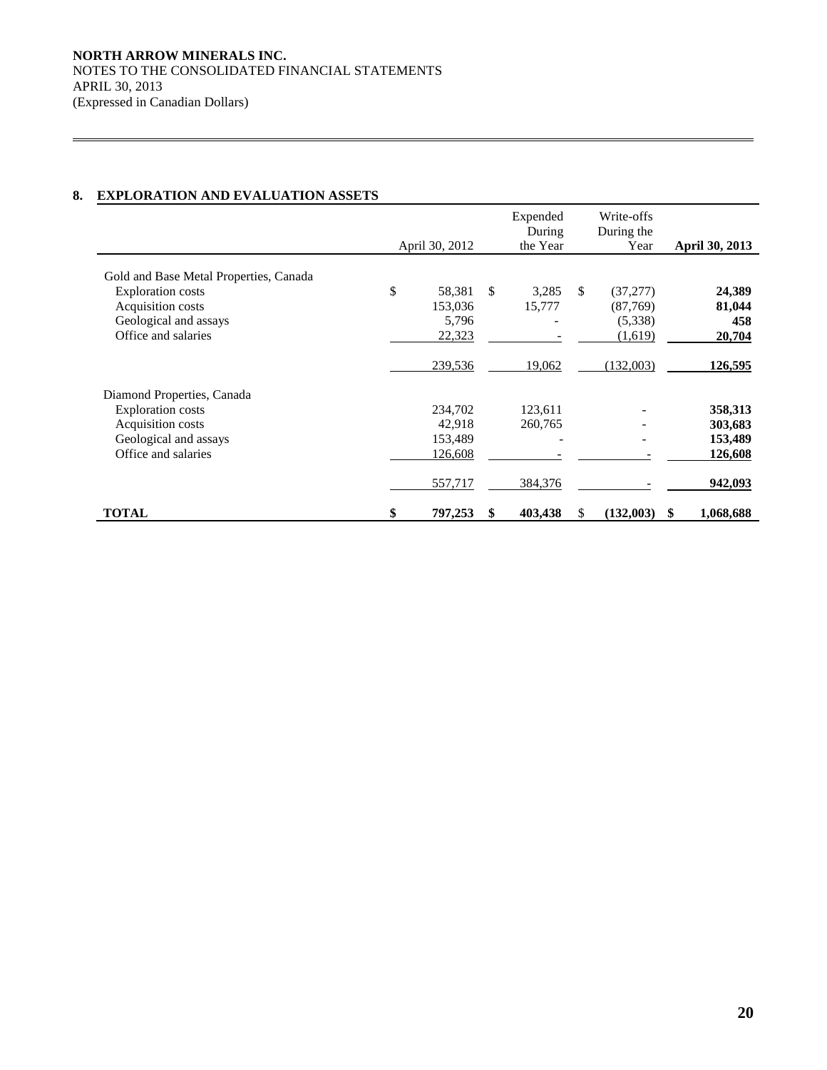**NORTH ARROW MINERALS INC.**
NOTES TO THE CONSOLIDATED FINANCIAL STATEMENTS
APRIL 30, 2013
(Expressed in Canadian Dollars)

## 8. EXPLORATION AND EVALUATION ASSETS

| | April 30, 2012 | Expended During the Year | Write-offs During the Year | **April 30, 2013** |
|---|---|---|---|---|
| Gold and Base Metal Properties, Canada | | | | |
| Exploration costs | $ 58,381 | $ 3,285 | $ (37,277) | **24,389** |
| Acquisition costs | 153,036 | 15,777 | (87,769) | **81,044** |
| Geological and assays | 5,796 | - | (5,338) | **458** |
| Office and salaries | 22,323 | - | (1,619) | **20,704** |
| | 239,536 | 19,062 | (132,003) | **126,595** |
| Diamond Properties, Canada | | | | |
| Exploration costs | 234,702 | 123,611 | - | **358,313** |
| Acquisition costs | 42,918 | 260,765 | - | **303,683** |
| Geological and assays | 153,489 | - | - | **153,489** |
| Office and salaries | 126,608 | - | - | **126,608** |
| | 557,717 | 384,376 | - | **942,093** |
| **TOTAL** | **$ 797,253** | **$ 403,438** | $ **(132,003)** | **$ 1,068,688** |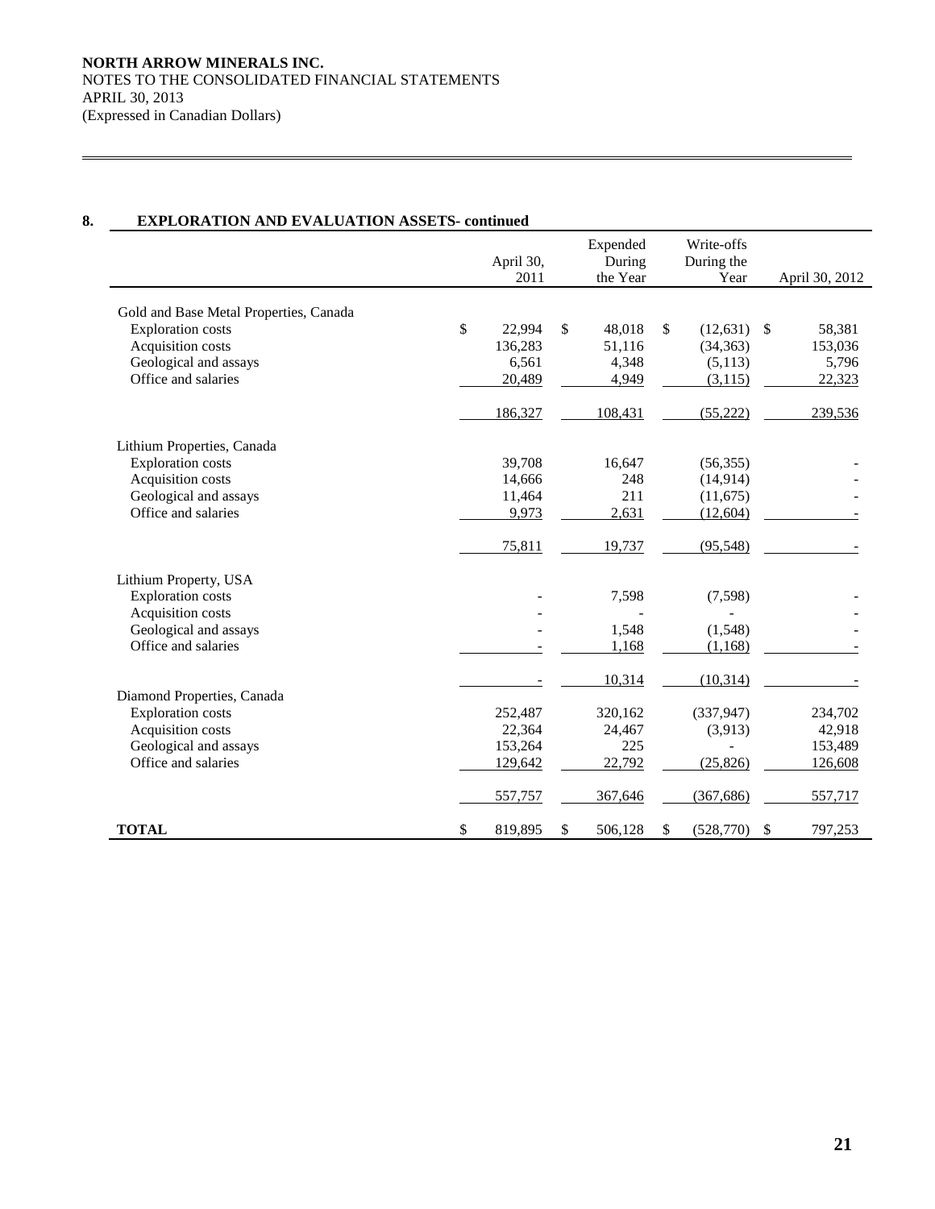**NORTH ARROW MINERALS INC.**
NOTES TO THE CONSOLIDATED FINANCIAL STATEMENTS
APRIL 30, 2013
(Expressed in Canadian Dollars)

## 8. EXPLORATION AND EVALUATION ASSETS- continued

| | April 30, 2011 | Expended During the Year | Write-offs During the Year | April 30, 2012 |
|---|---|---|---|---|
| Gold and Base Metal Properties, Canada | | | | |
| Exploration costs | $ 22,994 | $ 48,018 | $ (12,631) | $ 58,381 |
| Acquisition costs | 136,283 | 51,116 | (34,363) | 153,036 |
| Geological and assays | 6,561 | 4,348 | (5,113) | 5,796 |
| Office and salaries | 20,489 | 4,949 | (3,115) | 22,323 |
| | 186,327 | 108,431 | (55,222) | 239,536 |
| Lithium Properties, Canada | | | | |
| Exploration costs | 39,708 | 16,647 | (56,355) | - |
| Acquisition costs | 14,666 | 248 | (14,914) | - |
| Geological and assays | 11,464 | 211 | (11,675) | - |
| Office and salaries | 9,973 | 2,631 | (12,604) | - |
| | 75,811 | 19,737 | (95,548) | - |
| Lithium Property, USA | | | | |
| Exploration costs | - | 7,598 | (7,598) | - |
| Acquisition costs | - | - | - | - |
| Geological and assays | - | 1,548 | (1,548) | - |
| Office and salaries | - | 1,168 | (1,168) | - |
| | - | 10,314 | (10,314) | - |
| Diamond Properties, Canada | | | | |
| Exploration costs | 252,487 | 320,162 | (337,947) | 234,702 |
| Acquisition costs | 22,364 | 24,467 | (3,913) | 42,918 |
| Geological and assays | 153,264 | 225 | - | 153,489 |
| Office and salaries | 129,642 | 22,792 | (25,826) | 126,608 |
| | 557,757 | 367,646 | (367,686) | 557,717 |
| **TOTAL** | $ 819,895 | $ 506,128 | $ (528,770) | $ 797,253 |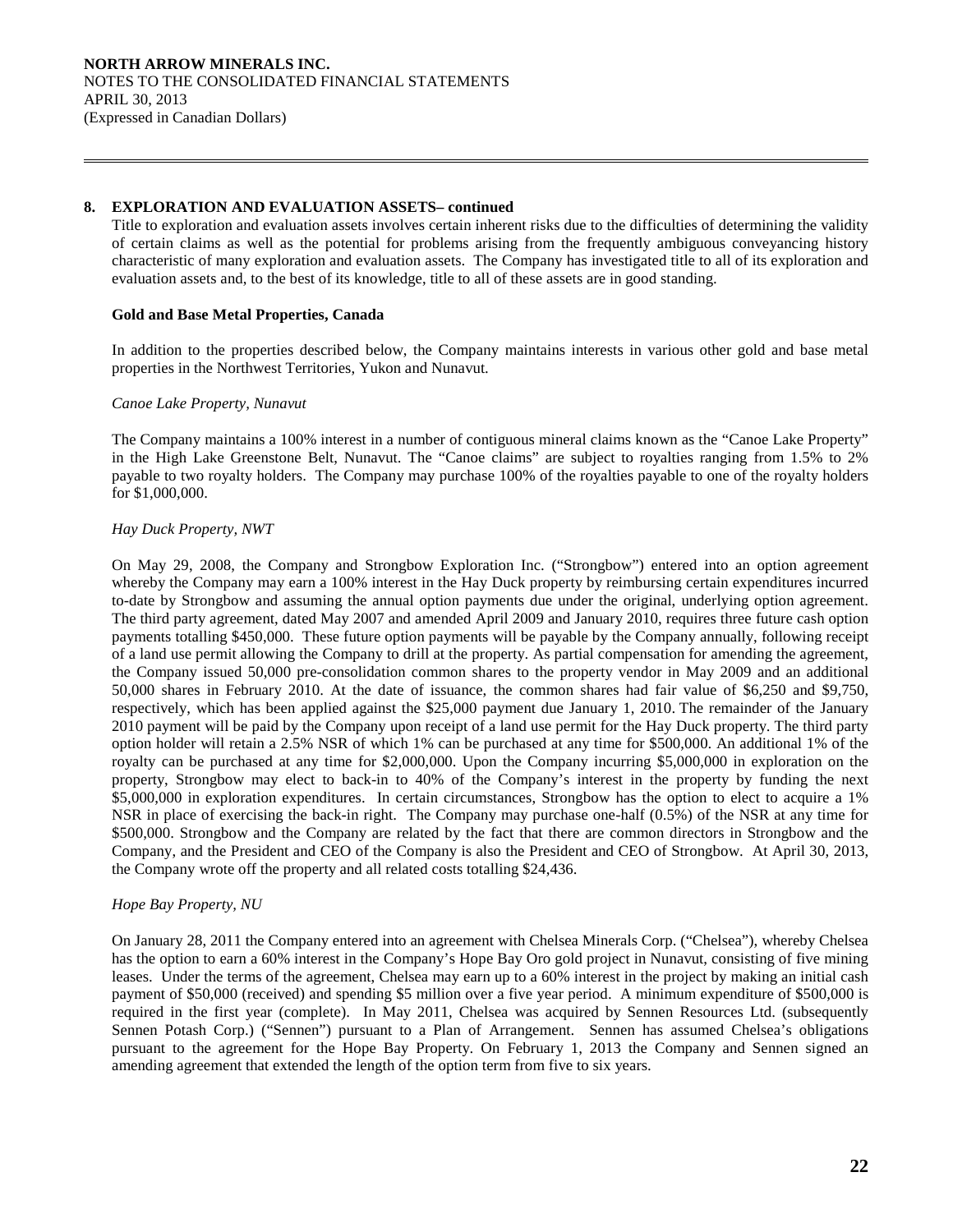## 8. EXPLORATION AND EVALUATION ASSETS– continued

Title to exploration and evaluation assets involves certain inherent risks due to the difficulties of determining the validity of certain claims as well as the potential for problems arising from the frequently ambiguous conveyancing history characteristic of many exploration and evaluation assets. The Company has investigated title to all of its exploration and evaluation assets and, to the best of its knowledge, title to all of these assets are in good standing.

**Gold and Base Metal Properties, Canada**

In addition to the properties described below, the Company maintains interests in various other gold and base metal properties in the Northwest Territories, Yukon and Nunavut.

*Canoe Lake Property, Nunavut*

The Company maintains a 100% interest in a number of contiguous mineral claims known as the "Canoe Lake Property" in the High Lake Greenstone Belt, Nunavut. The "Canoe claims" are subject to royalties ranging from 1.5% to 2% payable to two royalty holders. The Company may purchase 100% of the royalties payable to one of the royalty holders for $1,000,000.

*Hay Duck Property, NWT*

On May 29, 2008, the Company and Strongbow Exploration Inc. ("Strongbow") entered into an option agreement whereby the Company may earn a 100% interest in the Hay Duck property by reimbursing certain expenditures incurred to-date by Strongbow and assuming the annual option payments due under the original, underlying option agreement. The third party agreement, dated May 2007 and amended April 2009 and January 2010, requires three future cash option payments totalling $450,000. These future option payments will be payable by the Company annually, following receipt of a land use permit allowing the Company to drill at the property. As partial compensation for amending the agreement, the Company issued 50,000 pre-consolidation common shares to the property vendor in May 2009 and an additional 50,000 shares in February 2010. At the date of issuance, the common shares had fair value of $6,250 and $9,750, respectively, which has been applied against the $25,000 payment due January 1, 2010. The remainder of the January 2010 payment will be paid by the Company upon receipt of a land use permit for the Hay Duck property. The third party option holder will retain a 2.5% NSR of which 1% can be purchased at any time for $500,000. An additional 1% of the royalty can be purchased at any time for $2,000,000. Upon the Company incurring $5,000,000 in exploration on the property, Strongbow may elect to back-in to 40% of the Company's interest in the property by funding the next $5,000,000 in exploration expenditures. In certain circumstances, Strongbow has the option to elect to acquire a 1% NSR in place of exercising the back-in right. The Company may purchase one-half (0.5%) of the NSR at any time for $500,000. Strongbow and the Company are related by the fact that there are common directors in Strongbow and the Company, and the President and CEO of the Company is also the President and CEO of Strongbow. At April 30, 2013, the Company wrote off the property and all related costs totalling $24,436.

*Hope Bay Property, NU*

On January 28, 2011 the Company entered into an agreement with Chelsea Minerals Corp. ("Chelsea"), whereby Chelsea has the option to earn a 60% interest in the Company's Hope Bay Oro gold project in Nunavut, consisting of five mining leases. Under the terms of the agreement, Chelsea may earn up to a 60% interest in the project by making an initial cash payment of $50,000 (received) and spending $5 million over a five year period. A minimum expenditure of $500,000 is required in the first year (complete). In May 2011, Chelsea was acquired by Sennen Resources Ltd. (subsequently Sennen Potash Corp.) ("Sennen") pursuant to a Plan of Arrangement. Sennen has assumed Chelsea's obligations pursuant to the agreement for the Hope Bay Property. On February 1, 2013 the Company and Sennen signed an amending agreement that extended the length of the option term from five to six years.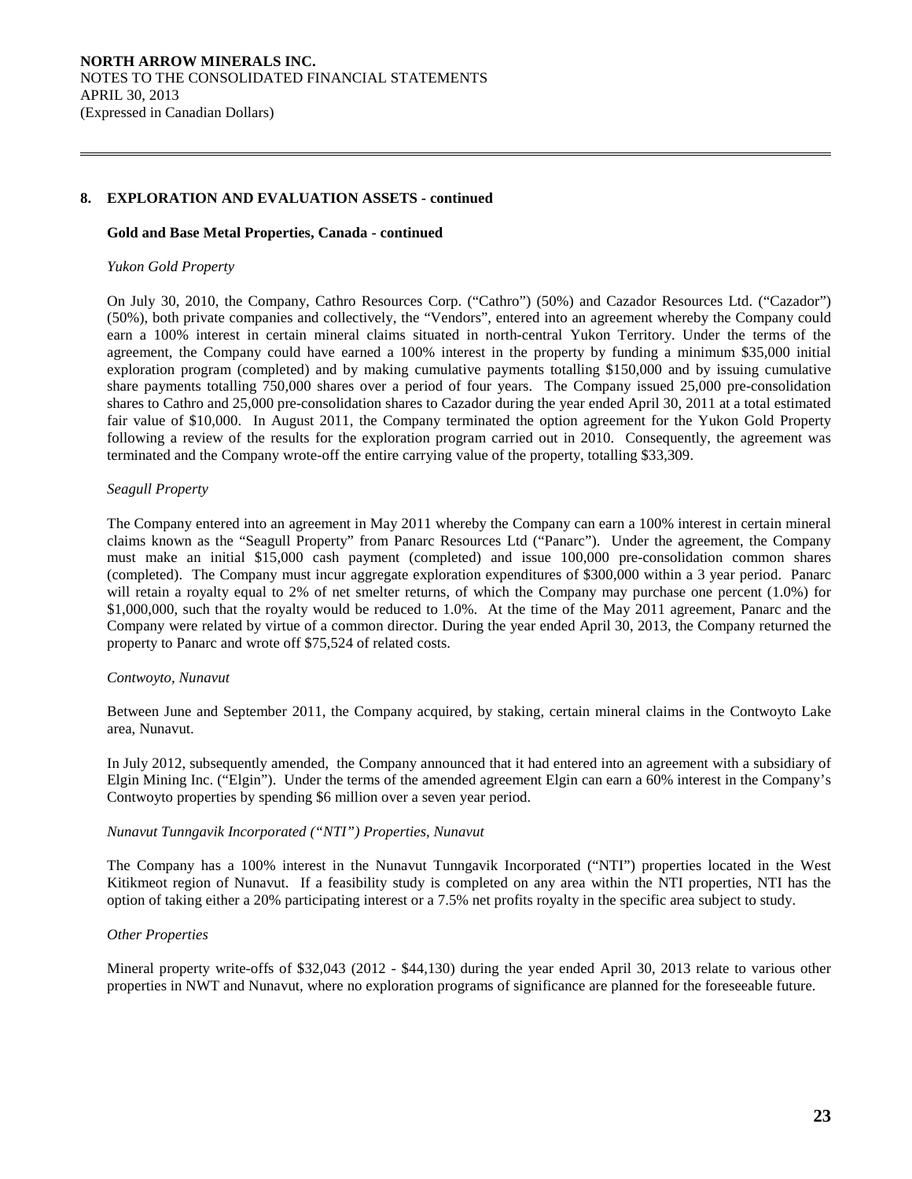## 8. EXPLORATION AND EVALUATION ASSETS - continued

### Gold and Base Metal Properties, Canada - continued

*Yukon Gold Property*

On July 30, 2010, the Company, Cathro Resources Corp. ("Cathro") (50%) and Cazador Resources Ltd. ("Cazador") (50%), both private companies and collectively, the "Vendors", entered into an agreement whereby the Company could earn a 100% interest in certain mineral claims situated in north-central Yukon Territory. Under the terms of the agreement, the Company could have earned a 100% interest in the property by funding a minimum $35,000 initial exploration program (completed) and by making cumulative payments totalling $150,000 and by issuing cumulative share payments totalling 750,000 shares over a period of four years. The Company issued 25,000 pre-consolidation shares to Cathro and 25,000 pre-consolidation shares to Cazador during the year ended April 30, 2011 at a total estimated fair value of $10,000. In August 2011, the Company terminated the option agreement for the Yukon Gold Property following a review of the results for the exploration program carried out in 2010. Consequently, the agreement was terminated and the Company wrote-off the entire carrying value of the property, totalling $33,309.

*Seagull Property*

The Company entered into an agreement in May 2011 whereby the Company can earn a 100% interest in certain mineral claims known as the "Seagull Property" from Panarc Resources Ltd ("Panarc"). Under the agreement, the Company must make an initial $15,000 cash payment (completed) and issue 100,000 pre-consolidation common shares (completed). The Company must incur aggregate exploration expenditures of $300,000 within a 3 year period. Panarc will retain a royalty equal to 2% of net smelter returns, of which the Company may purchase one percent (1.0%) for $1,000,000, such that the royalty would be reduced to 1.0%. At the time of the May 2011 agreement, Panarc and the Company were related by virtue of a common director. During the year ended April 30, 2013, the Company returned the property to Panarc and wrote off $75,524 of related costs.

*Contwoyto, Nunavut*

Between June and September 2011, the Company acquired, by staking, certain mineral claims in the Contwoyto Lake area, Nunavut.

In July 2012, subsequently amended, the Company announced that it had entered into an agreement with a subsidiary of Elgin Mining Inc. ("Elgin"). Under the terms of the amended agreement Elgin can earn a 60% interest in the Company's Contwoyto properties by spending $6 million over a seven year period.

*Nunavut Tunngavik Incorporated ("NTI") Properties, Nunavut*

The Company has a 100% interest in the Nunavut Tunngavik Incorporated ("NTI") properties located in the West Kitikmeot region of Nunavut. If a feasibility study is completed on any area within the NTI properties, NTI has the option of taking either a 20% participating interest or a 7.5% net profits royalty in the specific area subject to study.

*Other Properties*

Mineral property write-offs of $32,043 (2012 - $44,130) during the year ended April 30, 2013 relate to various other properties in NWT and Nunavut, where no exploration programs of significance are planned for the foreseeable future.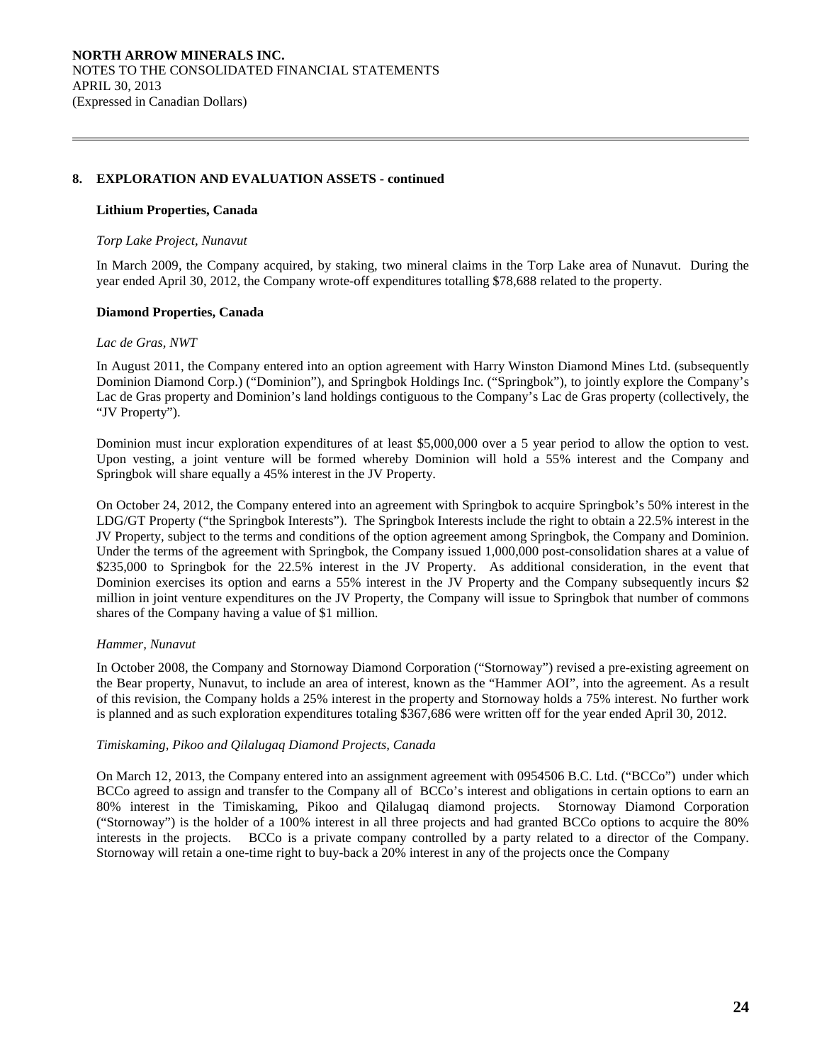## 8. EXPLORATION AND EVALUATION ASSETS - continued

### Lithium Properties, Canada

*Torp Lake Project, Nunavut*

In March 2009, the Company acquired, by staking, two mineral claims in the Torp Lake area of Nunavut. During the year ended April 30, 2012, the Company wrote-off expenditures totalling $78,688 related to the property.

### Diamond Properties, Canada

*Lac de Gras, NWT*

In August 2011, the Company entered into an option agreement with Harry Winston Diamond Mines Ltd. (subsequently Dominion Diamond Corp.) ("Dominion"), and Springbok Holdings Inc. ("Springbok"), to jointly explore the Company's Lac de Gras property and Dominion's land holdings contiguous to the Company's Lac de Gras property (collectively, the "JV Property").

Dominion must incur exploration expenditures of at least $5,000,000 over a 5 year period to allow the option to vest. Upon vesting, a joint venture will be formed whereby Dominion will hold a 55% interest and the Company and Springbok will share equally a 45% interest in the JV Property.

On October 24, 2012, the Company entered into an agreement with Springbok to acquire Springbok's 50% interest in the LDG/GT Property ("the Springbok Interests"). The Springbok Interests include the right to obtain a 22.5% interest in the JV Property, subject to the terms and conditions of the option agreement among Springbok, the Company and Dominion. Under the terms of the agreement with Springbok, the Company issued 1,000,000 post-consolidation shares at a value of $235,000 to Springbok for the 22.5% interest in the JV Property. As additional consideration, in the event that Dominion exercises its option and earns a 55% interest in the JV Property and the Company subsequently incurs $2 million in joint venture expenditures on the JV Property, the Company will issue to Springbok that number of commons shares of the Company having a value of $1 million.

*Hammer, Nunavut*

In October 2008, the Company and Stornoway Diamond Corporation ("Stornoway") revised a pre-existing agreement on the Bear property, Nunavut, to include an area of interest, known as the "Hammer AOI", into the agreement. As a result of this revision, the Company holds a 25% interest in the property and Stornoway holds a 75% interest. No further work is planned and as such exploration expenditures totaling $367,686 were written off for the year ended April 30, 2012.

*Timiskaming, Pikoo and Qilalugaq Diamond Projects, Canada*

On March 12, 2013, the Company entered into an assignment agreement with 0954506 B.C. Ltd. ("BCCo") under which BCCo agreed to assign and transfer to the Company all of BCCo's interest and obligations in certain options to earn an 80% interest in the Timiskaming, Pikoo and Qilalugaq diamond projects. Stornoway Diamond Corporation ("Stornoway") is the holder of a 100% interest in all three projects and had granted BCCo options to acquire the 80% interests in the projects. BCCo is a private company controlled by a party related to a director of the Company. Stornoway will retain a one-time right to buy-back a 20% interest in any of the projects once the Company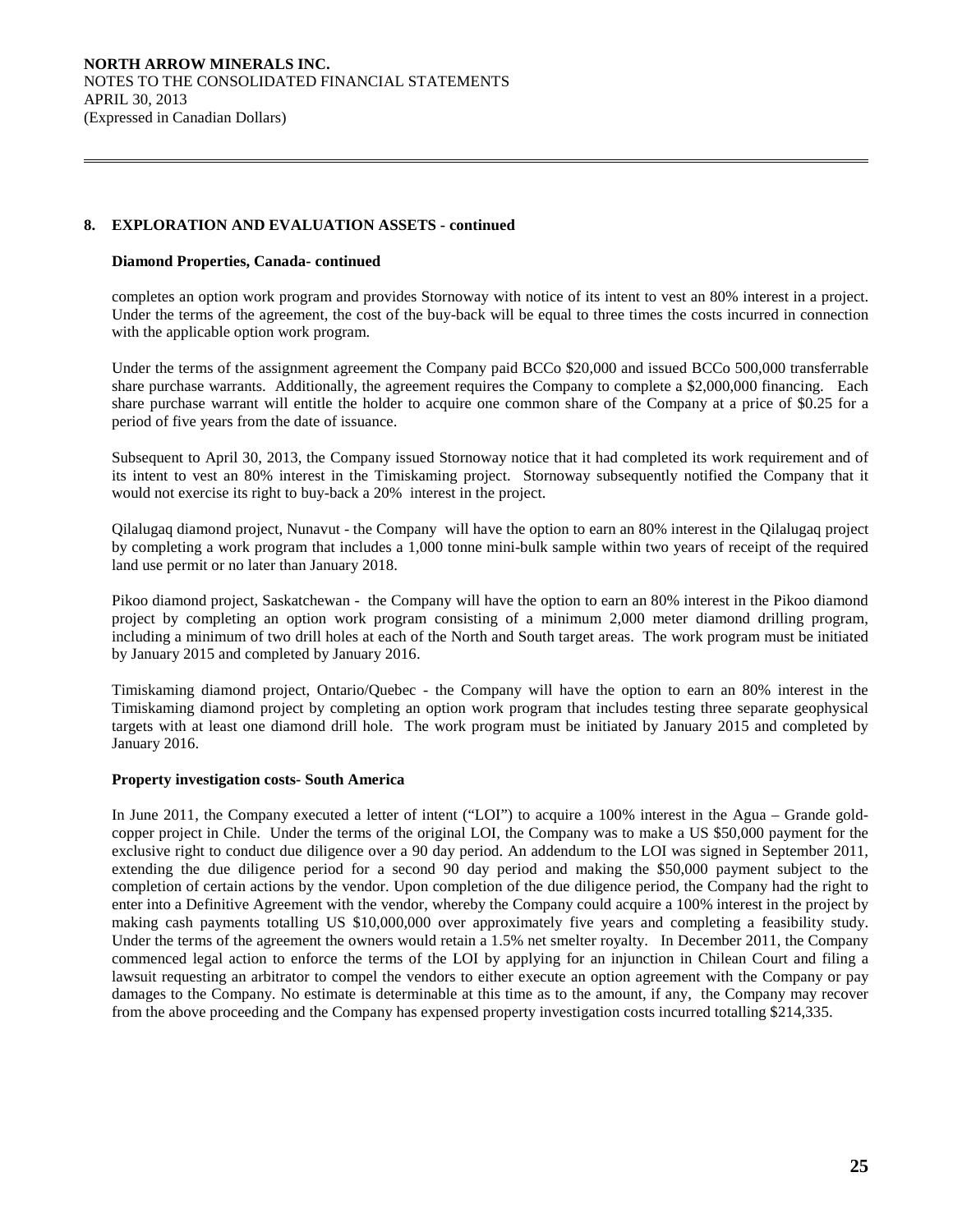## 8. EXPLORATION AND EVALUATION ASSETS - continued

### Diamond Properties, Canada- continued

completes an option work program and provides Stornoway with notice of its intent to vest an 80% interest in a project. Under the terms of the agreement, the cost of the buy-back will be equal to three times the costs incurred in connection with the applicable option work program.

Under the terms of the assignment agreement the Company paid BCCo $20,000 and issued BCCo 500,000 transferrable share purchase warrants. Additionally, the agreement requires the Company to complete a $2,000,000 financing. Each share purchase warrant will entitle the holder to acquire one common share of the Company at a price of $0.25 for a period of five years from the date of issuance.

Subsequent to April 30, 2013, the Company issued Stornoway notice that it had completed its work requirement and of its intent to vest an 80% interest in the Timiskaming project. Stornoway subsequently notified the Company that it would not exercise its right to buy-back a 20% interest in the project.

Qilalugaq diamond project, Nunavut - the Company will have the option to earn an 80% interest in the Qilalugaq project by completing a work program that includes a 1,000 tonne mini-bulk sample within two years of receipt of the required land use permit or no later than January 2018.

Pikoo diamond project, Saskatchewan - the Company will have the option to earn an 80% interest in the Pikoo diamond project by completing an option work program consisting of a minimum 2,000 meter diamond drilling program, including a minimum of two drill holes at each of the North and South target areas. The work program must be initiated by January 2015 and completed by January 2016.

Timiskaming diamond project, Ontario/Quebec - the Company will have the option to earn an 80% interest in the Timiskaming diamond project by completing an option work program that includes testing three separate geophysical targets with at least one diamond drill hole. The work program must be initiated by January 2015 and completed by January 2016.

### Property investigation costs- South America

In June 2011, the Company executed a letter of intent ("LOI") to acquire a 100% interest in the Agua – Grande gold-copper project in Chile. Under the terms of the original LOI, the Company was to make a US $50,000 payment for the exclusive right to conduct due diligence over a 90 day period. An addendum to the LOI was signed in September 2011, extending the due diligence period for a second 90 day period and making the $50,000 payment subject to the completion of certain actions by the vendor. Upon completion of the due diligence period, the Company had the right to enter into a Definitive Agreement with the vendor, whereby the Company could acquire a 100% interest in the project by making cash payments totalling US $10,000,000 over approximately five years and completing a feasibility study. Under the terms of the agreement the owners would retain a 1.5% net smelter royalty. In December 2011, the Company commenced legal action to enforce the terms of the LOI by applying for an injunction in Chilean Court and filing a lawsuit requesting an arbitrator to compel the vendors to either execute an option agreement with the Company or pay damages to the Company. No estimate is determinable at this time as to the amount, if any, the Company may recover from the above proceeding and the Company has expensed property investigation costs incurred totalling $214,335.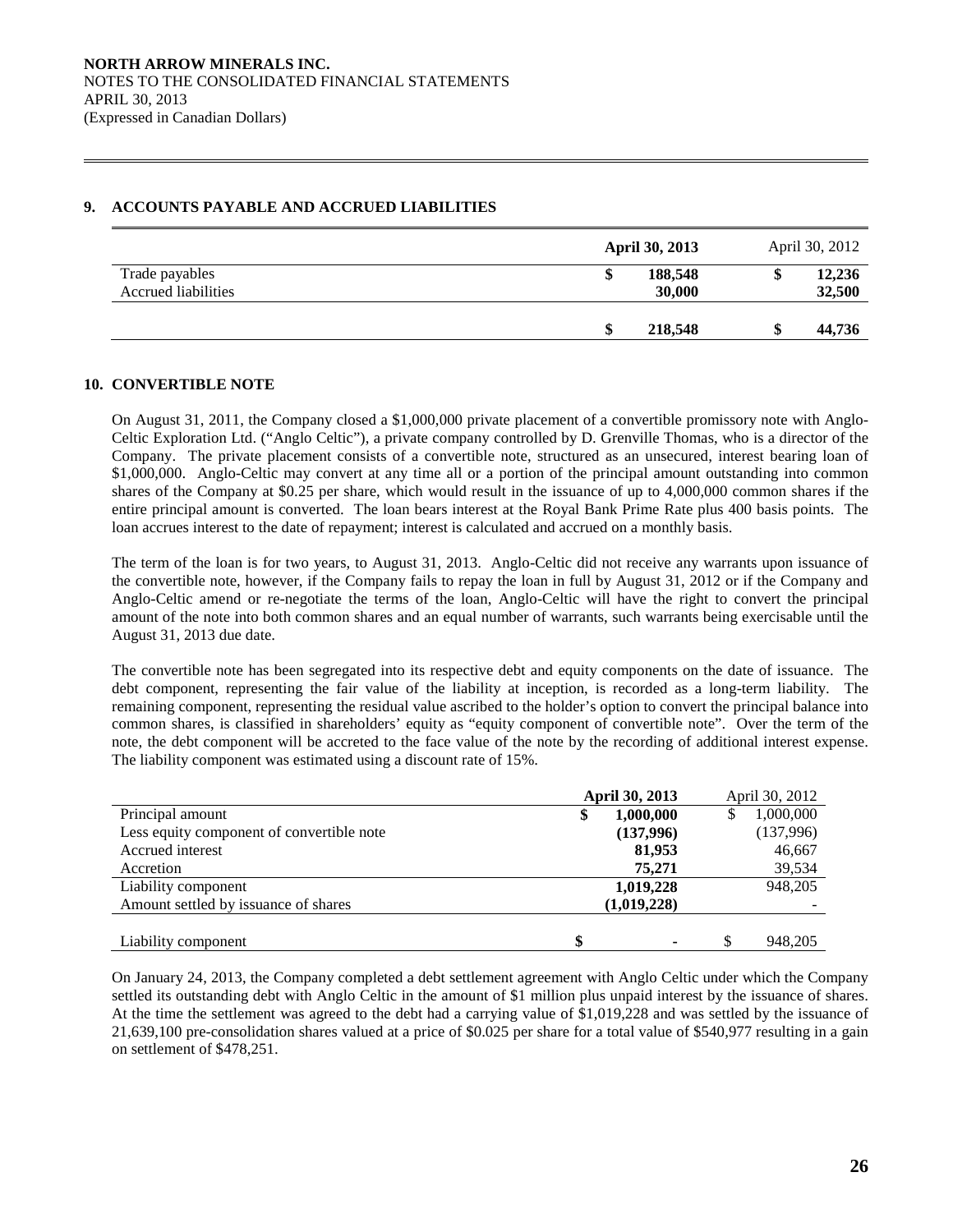## 9. ACCOUNTS PAYABLE AND ACCRUED LIABILITIES

| | **April 30, 2013** | April 30, 2012 |
|---|---|---|
| Trade payables | **$ 188,548** | **$ 12,236** |
| Accrued liabilities | **30,000** | **32,500** |
| | **$ 218,548** | **$ 44,736** |

## 10. CONVERTIBLE NOTE

On August 31, 2011, the Company closed a $1,000,000 private placement of a convertible promissory note with Anglo-Celtic Exploration Ltd. ("Anglo Celtic"), a private company controlled by D. Grenville Thomas, who is a director of the Company. The private placement consists of a convertible note, structured as an unsecured, interest bearing loan of $1,000,000. Anglo-Celtic may convert at any time all or a portion of the principal amount outstanding into common shares of the Company at $0.25 per share, which would result in the issuance of up to 4,000,000 common shares if the entire principal amount is converted. The loan bears interest at the Royal Bank Prime Rate plus 400 basis points. The loan accrues interest to the date of repayment; interest is calculated and accrued on a monthly basis.

The term of the loan is for two years, to August 31, 2013. Anglo-Celtic did not receive any warrants upon issuance of the convertible note, however, if the Company fails to repay the loan in full by August 31, 2012 or if the Company and Anglo-Celtic amend or re-negotiate the terms of the loan, Anglo-Celtic will have the right to convert the principal amount of the note into both common shares and an equal number of warrants, such warrants being exercisable until the August 31, 2013 due date.

The convertible note has been segregated into its respective debt and equity components on the date of issuance. The debt component, representing the fair value of the liability at inception, is recorded as a long-term liability. The remaining component, representing the residual value ascribed to the holder's option to convert the principal balance into common shares, is classified in shareholders' equity as "equity component of convertible note". Over the term of the note, the debt component will be accreted to the face value of the note by the recording of additional interest expense. The liability component was estimated using a discount rate of 15%.

| | **April 30, 2013** | April 30, 2012 |
|---|---|---|
| Principal amount | **$ 1,000,000** | $ 1,000,000 |
| Less equity component of convertible note | **(137,996)** | (137,996) |
| Accrued interest | **81,953** | 46,667 |
| Accretion | **75,271** | 39,534 |
| Liability component | **1,019,228** | 948,205 |
| Amount settled by issuance of shares | **(1,019,228)** | - |
| Liability component | **$ -** | $ 948,205 |

On January 24, 2013, the Company completed a debt settlement agreement with Anglo Celtic under which the Company settled its outstanding debt with Anglo Celtic in the amount of $1 million plus unpaid interest by the issuance of shares. At the time the settlement was agreed to the debt had a carrying value of $1,019,228 and was settled by the issuance of 21,639,100 pre-consolidation shares valued at a price of $0.025 per share for a total value of $540,977 resulting in a gain on settlement of $478,251.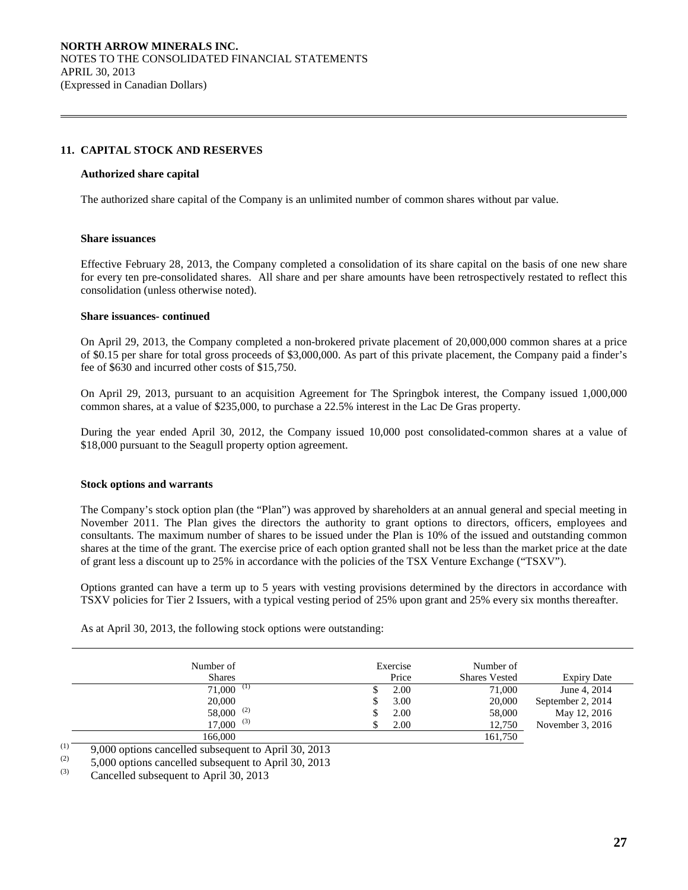## 11. CAPITAL STOCK AND RESERVES

**Authorized share capital**

The authorized share capital of the Company is an unlimited number of common shares without par value.

**Share issuances**

Effective February 28, 2013, the Company completed a consolidation of its share capital on the basis of one new share for every ten pre-consolidated shares. All share and per share amounts have been retrospectively restated to reflect this consolidation (unless otherwise noted).

**Share issuances- continued**

On April 29, 2013, the Company completed a non-brokered private placement of 20,000,000 common shares at a price of $0.15 per share for total gross proceeds of $3,000,000. As part of this private placement, the Company paid a finder's fee of $630 and incurred other costs of $15,750.

On April 29, 2013, pursuant to an acquisition Agreement for The Springbok interest, the Company issued 1,000,000 common shares, at a value of $235,000, to purchase a 22.5% interest in the Lac De Gras property.

During the year ended April 30, 2012, the Company issued 10,000 post consolidated-common shares at a value of $18,000 pursuant to the Seagull property option agreement.

**Stock options and warrants**

The Company's stock option plan (the "Plan") was approved by shareholders at an annual general and special meeting in November 2011. The Plan gives the directors the authority to grant options to directors, officers, employees and consultants. The maximum number of shares to be issued under the Plan is 10% of the issued and outstanding common shares at the time of the grant. The exercise price of each option granted shall not be less than the market price at the date of grant less a discount up to 25% in accordance with the policies of the TSX Venture Exchange ("TSXV").

Options granted can have a term up to 5 years with vesting provisions determined by the directors in accordance with TSXV policies for Tier 2 Issuers, with a typical vesting period of 25% upon grant and 25% every six months thereafter.

As at April 30, 2013, the following stock options were outstanding:

| Number of Shares | Exercise Price | Number of Shares Vested | Expiry Date |
|---|---|---|---|
| 71,000 (1) | $ 2.00 | 71,000 | June 4, 2014 |
| 20,000 | $ 3.00 | 20,000 | September 2, 2014 |
| 58,000 (2) | $ 2.00 | 58,000 | May 12, 2016 |
| 17,000 (3) | $ 2.00 | 12,750 | November 3, 2016 |
| 166,000 | | 161,750 | |

(1) 9,000 options cancelled subsequent to April 30, 2013

(2) 5,000 options cancelled subsequent to April 30, 2013

(3) Cancelled subsequent to April 30, 2013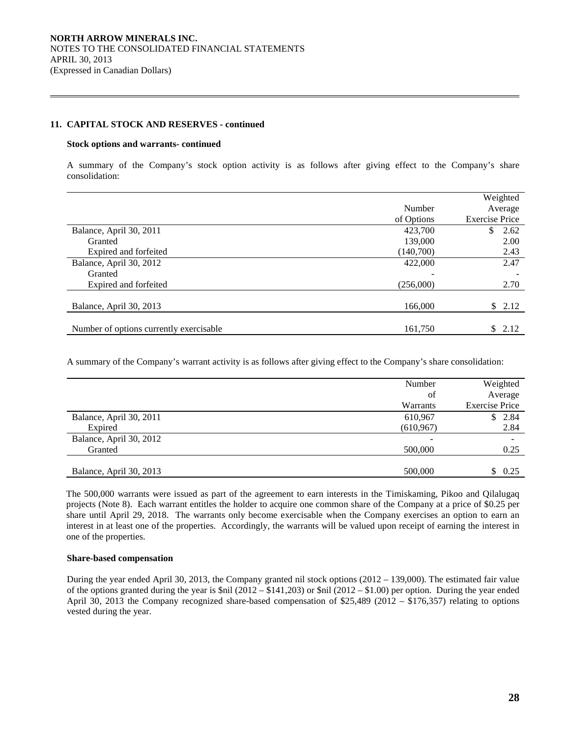## 11. CAPITAL STOCK AND RESERVES - continued

### Stock options and warrants- continued

A summary of the Company's stock option activity is as follows after giving effect to the Company's share consolidation:

| | Number of Options | Weighted Average Exercise Price |
|---|---|---|
| Balance, April 30, 2011 | 423,700 | $ 2.62 |
| Granted | 139,000 | 2.00 |
| Expired and forfeited | (140,700) | 2.43 |
| Balance, April 30, 2012 | 422,000 | 2.47 |
| Granted | - | - |
| Expired and forfeited | (256,000) | 2.70 |
| Balance, April 30, 2013 | 166,000 | $ 2.12 |
| Number of options currently exercisable | 161,750 | $ 2.12 |

A summary of the Company's warrant activity is as follows after giving effect to the Company's share consolidation:

| | Number of Warrants | Weighted Average Exercise Price |
|---|---|---|
| Balance, April 30, 2011 | 610,967 | $ 2.84 |
| Expired | (610,967) | 2.84 |
| Balance, April 30, 2012 | - | - |
| Granted | 500,000 | 0.25 |
| Balance, April 30, 2013 | 500,000 | $ 0.25 |

The 500,000 warrants were issued as part of the agreement to earn interests in the Timiskaming, Pikoo and Qilalugaq projects (Note 8). Each warrant entitles the holder to acquire one common share of the Company at a price of $0.25 per share until April 29, 2018. The warrants only become exercisable when the Company exercises an option to earn an interest in at least one of the properties. Accordingly, the warrants will be valued upon receipt of earning the interest in one of the properties.

### Share-based compensation

During the year ended April 30, 2013, the Company granted nil stock options (2012 – 139,000). The estimated fair value of the options granted during the year is $nil (2012 – $141,203) or $nil (2012 – $1.00) per option. During the year ended April 30, 2013 the Company recognized share-based compensation of $25,489 (2012 – $176,357) relating to options vested during the year.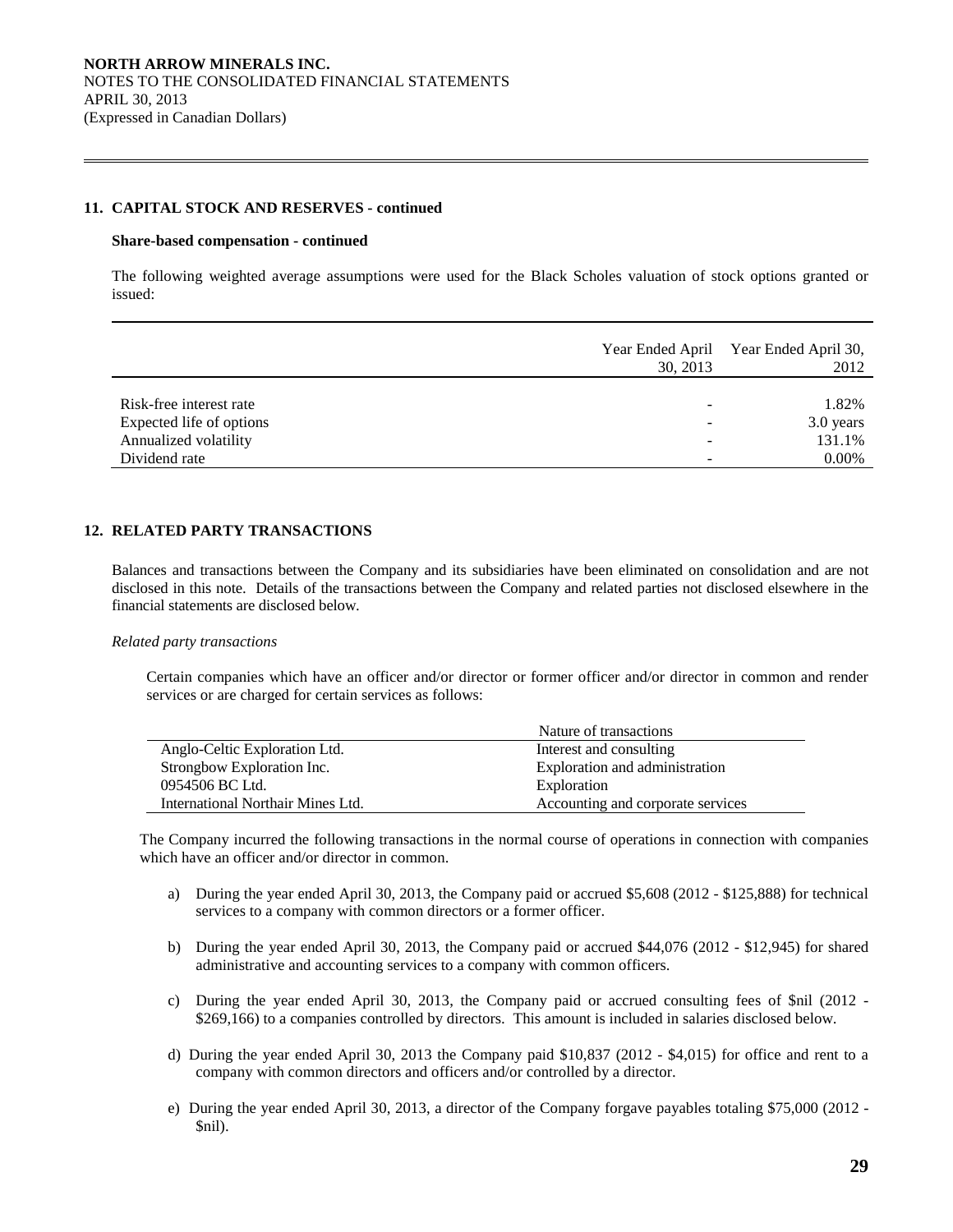## 11. CAPITAL STOCK AND RESERVES - continued

### Share-based compensation - continued

The following weighted average assumptions were used for the Black Scholes valuation of stock options granted or issued:

| | Year Ended April 30, 2013 | Year Ended April 30, 2012 |
|---|---|---|
| Risk-free interest rate | - | 1.82% |
| Expected life of options | - | 3.0 years |
| Annualized volatility | - | 131.1% |
| Dividend rate | - | 0.00% |

## 12. RELATED PARTY TRANSACTIONS

Balances and transactions between the Company and its subsidiaries have been eliminated on consolidation and are not disclosed in this note. Details of the transactions between the Company and related parties not disclosed elsewhere in the financial statements are disclosed below.

*Related party transactions*

Certain companies which have an officer and/or director or former officer and/or director in common and render services or are charged for certain services as follows:

| | Nature of transactions |
|---|---|
| Anglo-Celtic Exploration Ltd. | Interest and consulting |
| Strongbow Exploration Inc. | Exploration and administration |
| 0954506 BC Ltd. | Exploration |
| International Northair Mines Ltd. | Accounting and corporate services |

The Company incurred the following transactions in the normal course of operations in connection with companies which have an officer and/or director in common.

a) During the year ended April 30, 2013, the Company paid or accrued $5,608 (2012 - $125,888) for technical services to a company with common directors or a former officer.

b) During the year ended April 30, 2013, the Company paid or accrued $44,076 (2012 - $12,945) for shared administrative and accounting services to a company with common officers.

c) During the year ended April 30, 2013, the Company paid or accrued consulting fees of $nil (2012 - $269,166) to a companies controlled by directors. This amount is included in salaries disclosed below.

d) During the year ended April 30, 2013 the Company paid $10,837 (2012 - $4,015) for office and rent to a company with common directors and officers and/or controlled by a director.

e) During the year ended April 30, 2013, a director of the Company forgave payables totaling $75,000 (2012 - $nil).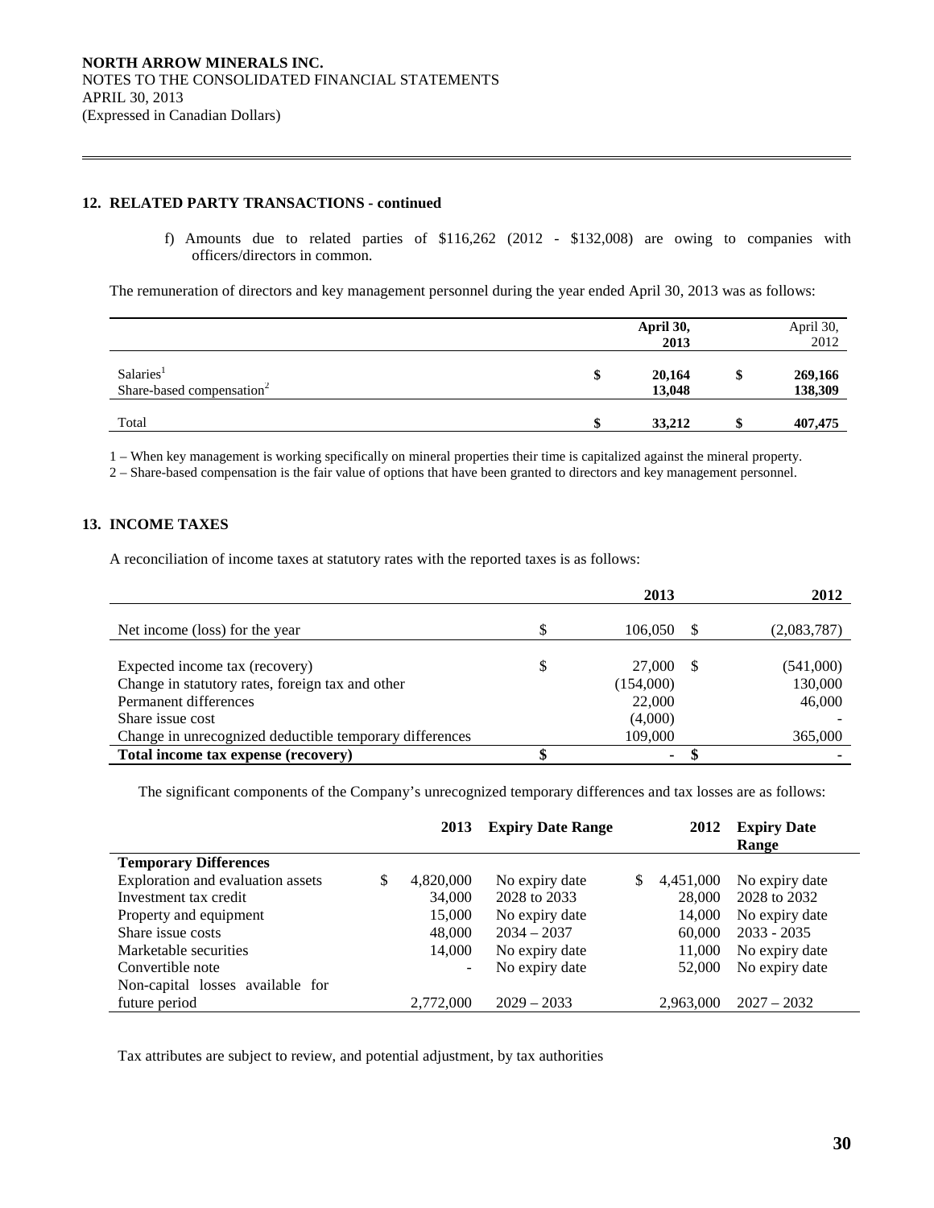**NORTH ARROW MINERALS INC.**
NOTES TO THE CONSOLIDATED FINANCIAL STATEMENTS
APRIL 30, 2013
(Expressed in Canadian Dollars)

## 12. RELATED PARTY TRANSACTIONS - continued

f) Amounts due to related parties of $116,262 (2012 - $132,008) are owing to companies with officers/directors in common.

The remuneration of directors and key management personnel during the year ended April 30, 2013 was as follows:

| | | **April 30, 2013** | | April 30, 2012 |
|---|---|---|---|---|
| Salaries[1] | **$** | **20,164** | **$** | **269,166** |
| Share-based compensation[2] | | **13,048** | | **138,309** |
| Total | **$** | **33,212** | **$** | **407,475** |

1 – When key management is working specifically on mineral properties their time is capitalized against the mineral property.
2 – Share-based compensation is the fair value of options that have been granted to directors and key management personnel.

## 13. INCOME TAXES

A reconciliation of income taxes at statutory rates with the reported taxes is as follows:

| | | **2013** | | **2012** |
|---|---|---|---|---|
| Net income (loss) for the year | $ | 106,050 | $ | (2,083,787) |
| Expected income tax (recovery) | $ | 27,000 | $ | (541,000) |
| Change in statutory rates, foreign tax and other | | (154,000) | | 130,000 |
| Permanent differences | | 22,000 | | 46,000 |
| Share issue cost | | (4,000) | | - |
| Change in unrecognized deductible temporary differences | | 109,000 | | 365,000 |
| **Total income tax expense (recovery)** | **$** | **-** | **$** | **-** |

The significant components of the Company's unrecognized temporary differences and tax losses are as follows:

| | | **2013** | **Expiry Date Range** | | **2012** | **Expiry Date Range** |
|---|---|---|---|---|---|---|
| **Temporary Differences** | | | | | | |
| Exploration and evaluation assets | $ | 4,820,000 | No expiry date | $ | 4,451,000 | No expiry date |
| Investment tax credit | | 34,000 | 2028 to 2033 | | 28,000 | 2028 to 2032 |
| Property and equipment | | 15,000 | No expiry date | | 14,000 | No expiry date |
| Share issue costs | | 48,000 | 2034 – 2037 | | 60,000 | 2033 - 2035 |
| Marketable securities | | 14,000 | No expiry date | | 11,000 | No expiry date |
| Convertible note | | - | No expiry date | | 52,000 | No expiry date |
| Non-capital losses available for future period | | 2,772,000 | 2029 – 2033 | | 2,963,000 | 2027 – 2032 |

Tax attributes are subject to review, and potential adjustment, by tax authorities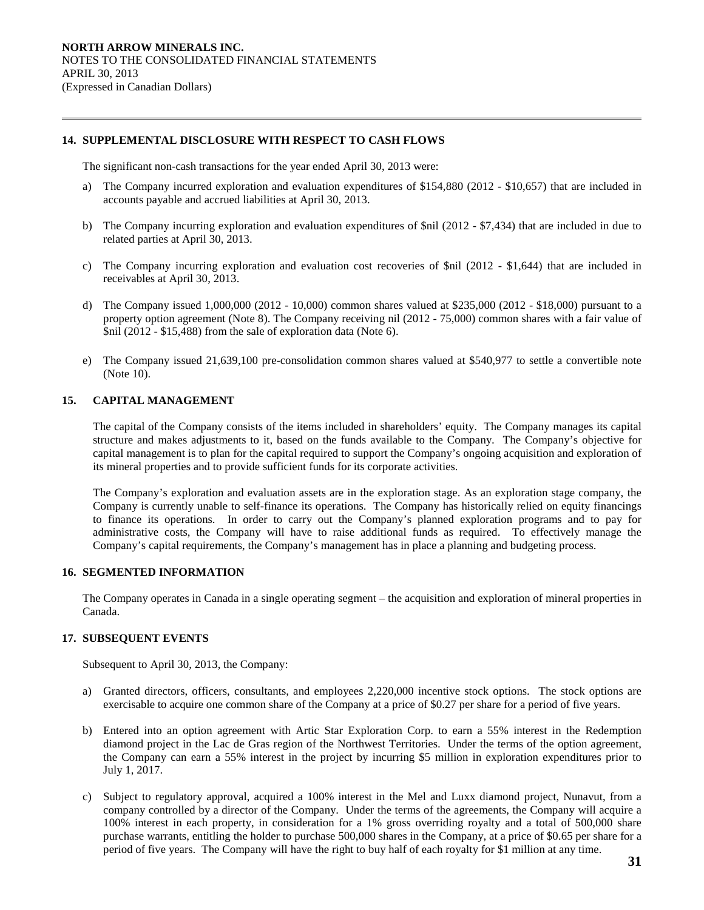## 14. SUPPLEMENTAL DISCLOSURE WITH RESPECT TO CASH FLOWS

The significant non-cash transactions for the year ended April 30, 2013 were:

a) The Company incurred exploration and evaluation expenditures of $154,880 (2012 - $10,657) that are included in accounts payable and accrued liabilities at April 30, 2013.

b) The Company incurring exploration and evaluation expenditures of $nil (2012 - $7,434) that are included in due to related parties at April 30, 2013.

c) The Company incurring exploration and evaluation cost recoveries of $nil (2012 - $1,644) that are included in receivables at April 30, 2013.

d) The Company issued 1,000,000 (2012 - 10,000) common shares valued at $235,000 (2012 - $18,000) pursuant to a property option agreement (Note 8). The Company receiving nil (2012 - 75,000) common shares with a fair value of $nil (2012 - $15,488) from the sale of exploration data (Note 6).

e) The Company issued 21,639,100 pre-consolidation common shares valued at $540,977 to settle a convertible note (Note 10).

## 15. CAPITAL MANAGEMENT

The capital of the Company consists of the items included in shareholders' equity. The Company manages its capital structure and makes adjustments to it, based on the funds available to the Company. The Company's objective for capital management is to plan for the capital required to support the Company's ongoing acquisition and exploration of its mineral properties and to provide sufficient funds for its corporate activities.

The Company's exploration and evaluation assets are in the exploration stage. As an exploration stage company, the Company is currently unable to self-finance its operations. The Company has historically relied on equity financings to finance its operations. In order to carry out the Company's planned exploration programs and to pay for administrative costs, the Company will have to raise additional funds as required. To effectively manage the Company's capital requirements, the Company's management has in place a planning and budgeting process.

## 16. SEGMENTED INFORMATION

The Company operates in Canada in a single operating segment – the acquisition and exploration of mineral properties in Canada.

## 17. SUBSEQUENT EVENTS

Subsequent to April 30, 2013, the Company:

a) Granted directors, officers, consultants, and employees 2,220,000 incentive stock options. The stock options are exercisable to acquire one common share of the Company at a price of $0.27 per share for a period of five years.

b) Entered into an option agreement with Artic Star Exploration Corp. to earn a 55% interest in the Redemption diamond project in the Lac de Gras region of the Northwest Territories. Under the terms of the option agreement, the Company can earn a 55% interest in the project by incurring $5 million in exploration expenditures prior to July 1, 2017.

c) Subject to regulatory approval, acquired a 100% interest in the Mel and Luxx diamond project, Nunavut, from a company controlled by a director of the Company. Under the terms of the agreements, the Company will acquire a 100% interest in each property, in consideration for a 1% gross overriding royalty and a total of 500,000 share purchase warrants, entitling the holder to purchase 500,000 shares in the Company, at a price of $0.65 per share for a period of five years. The Company will have the right to buy half of each royalty for $1 million at any time.